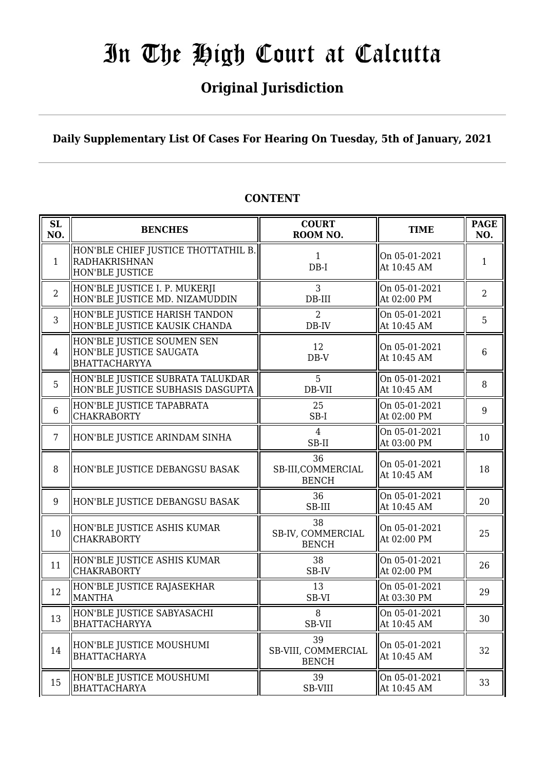# In The High Court at Calcutta

## Original Jurisdiction

**Daily Supplementary List Of Cases For Hearing On Tuesday, 5th of January, 2021**

**CONTENT**

| SL NO. | BENCHES | COURT ROOM NO. | TIME | PAGE NO. |
|---|---|---|---|---|
| 1 | HON'BLE CHIEF JUSTICE THOTTATHIL B. RADHAKRISHNAN HON'BLE JUSTICE | 1 DB-I | On 05-01-2021 At 10:45 AM | 1 |
| 2 | HON'BLE JUSTICE I. P. MUKERJI HON'BLE JUSTICE MD. NIZAMUDDIN | 3 DB-III | On 05-01-2021 At 02:00 PM | 2 |
| 3 | HON'BLE JUSTICE HARISH TANDON HON'BLE JUSTICE KAUSIK CHANDA | 2 DB-IV | On 05-01-2021 At 10:45 AM | 5 |
| 4 | HON'BLE JUSTICE SOUMEN SEN HON'BLE JUSTICE SAUGATA BHATTACHARYYA | 12 DB-V | On 05-01-2021 At 10:45 AM | 6 |
| 5 | HON'BLE JUSTICE SUBRATA TALUKDAR HON'BLE JUSTICE SUBHASIS DASGUPTA | 5 DB-VII | On 05-01-2021 At 10:45 AM | 8 |
| 6 | HON'BLE JUSTICE TAPABRATA CHAKRABORTY | 25 SB-I | On 05-01-2021 At 02:00 PM | 9 |
| 7 | HON'BLE JUSTICE ARINDAM SINHA | 4 SB-II | On 05-01-2021 At 03:00 PM | 10 |
| 8 | HON'BLE JUSTICE DEBANGSU BASAK | 36 SB-III,COMMERCIAL BENCH | On 05-01-2021 At 10:45 AM | 18 |
| 9 | HON'BLE JUSTICE DEBANGSU BASAK | 36 SB-III | On 05-01-2021 At 10:45 AM | 20 |
| 10 | HON'BLE JUSTICE ASHIS KUMAR CHAKRABORTY | 38 SB-IV, COMMERCIAL BENCH | On 05-01-2021 At 02:00 PM | 25 |
| 11 | HON'BLE JUSTICE ASHIS KUMAR CHAKRABORTY | 38 SB-IV | On 05-01-2021 At 02:00 PM | 26 |
| 12 | HON'BLE JUSTICE RAJASEKHAR MANTHA | 13 SB-VI | On 05-01-2021 At 03:30 PM | 29 |
| 13 | HON'BLE JUSTICE SABYASACHI BHATTACHARYYA | 8 SB-VII | On 05-01-2021 At 10:45 AM | 30 |
| 14 | HON'BLE JUSTICE MOUSHUMI BHATTACHARYA | 39 SB-VIII, COMMERCIAL BENCH | On 05-01-2021 At 10:45 AM | 32 |
| 15 | HON'BLE JUSTICE MOUSHUMI BHATTACHARYA | 39 SB-VIII | On 05-01-2021 At 10:45 AM | 33 |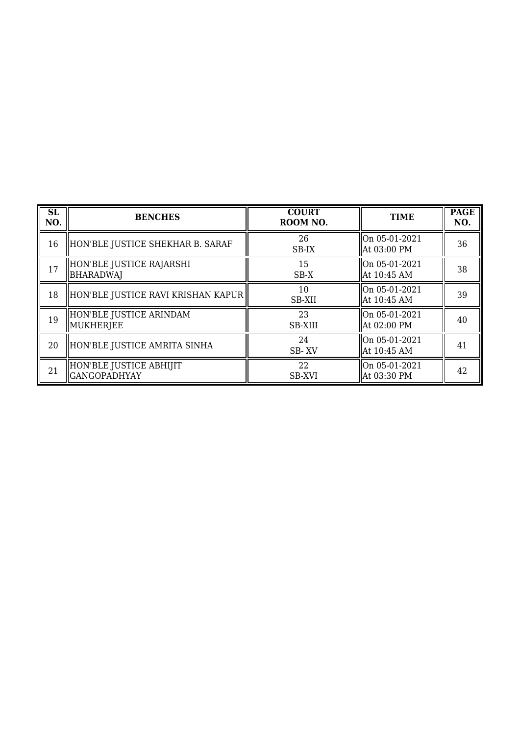| SL NO. | BENCHES | COURT ROOM NO. | TIME | PAGE NO. |
|---|---|---|---|---|
| 16 | HON'BLE JUSTICE SHEKHAR B. SARAF | 26<br>SB-IX | On 05-01-2021<br>At 03:00 PM | 36 |
| 17 | HON'BLE JUSTICE RAJARSHI BHARADWAJ | 15<br>SB-X | On 05-01-2021<br>At 10:45 AM | 38 |
| 18 | HON'BLE JUSTICE RAVI KRISHAN KAPUR | 10<br>SB-XII | On 05-01-2021<br>At 10:45 AM | 39 |
| 19 | HON'BLE JUSTICE ARINDAM MUKHERJEE | 23<br>SB-XIII | On 05-01-2021<br>At 02:00 PM | 40 |
| 20 | HON'BLE JUSTICE AMRITA SINHA | 24<br>SB- XV | On 05-01-2021<br>At 10:45 AM | 41 |
| 21 | HON'BLE JUSTICE ABHIJIT GANGOPADHYAY | 22<br>SB-XVI | On 05-01-2021<br>At 03:30 PM | 42 |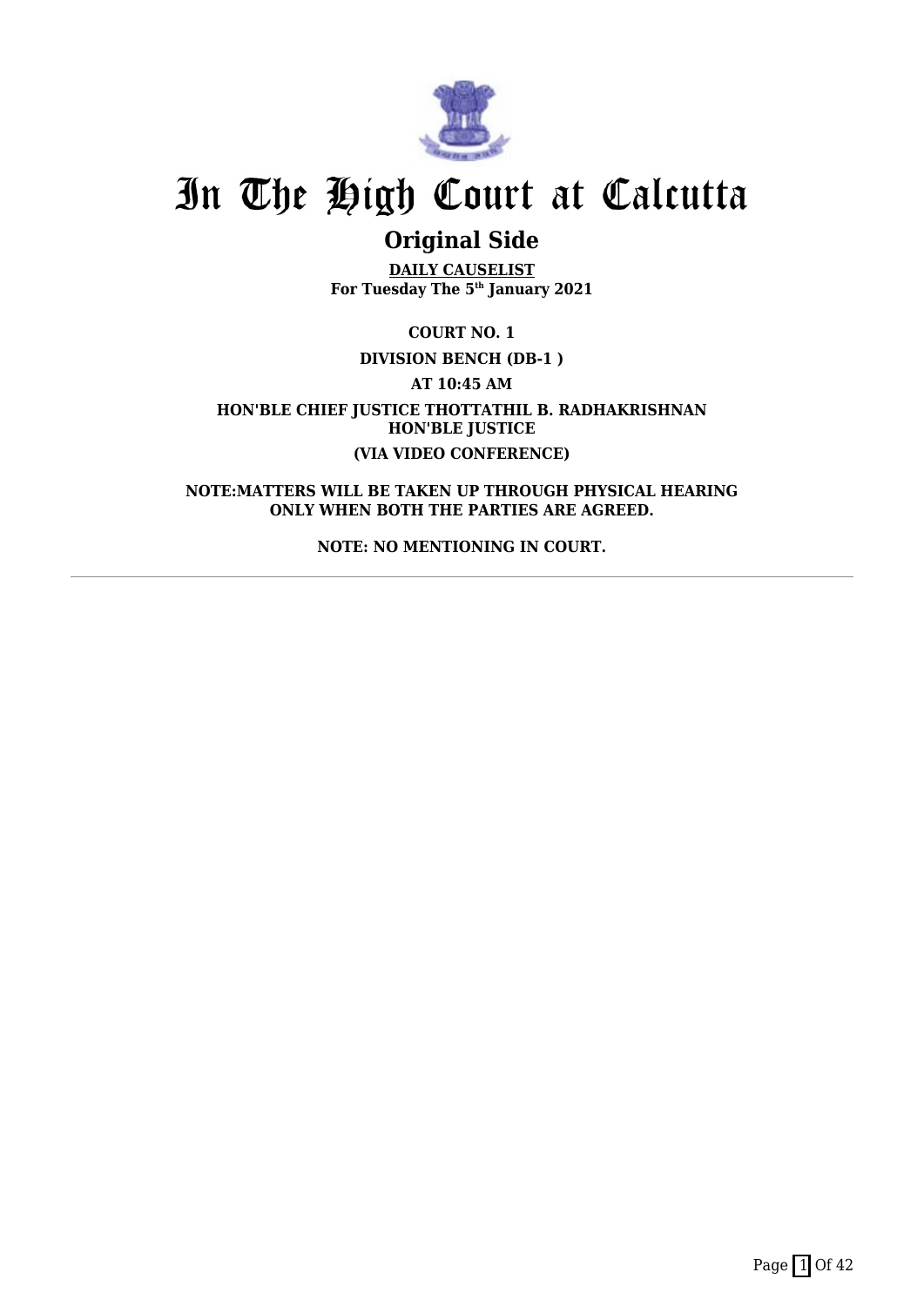# In The High Court at Calcutta

## Original Side

**DAILY CAUSELIST**
**For Tuesday The 5th January 2021**

**COURT NO. 1**

**DIVISION BENCH (DB-1 )**

**AT 10:45 AM**

**HON'BLE CHIEF JUSTICE THOTTATHIL B. RADHAKRISHNAN**
**HON'BLE JUSTICE**

**(VIA VIDEO CONFERENCE)**

**NOTE:MATTERS WILL BE TAKEN UP THROUGH PHYSICAL HEARING ONLY WHEN BOTH THE PARTIES ARE AGREED.**

**NOTE: NO MENTIONING IN COURT.**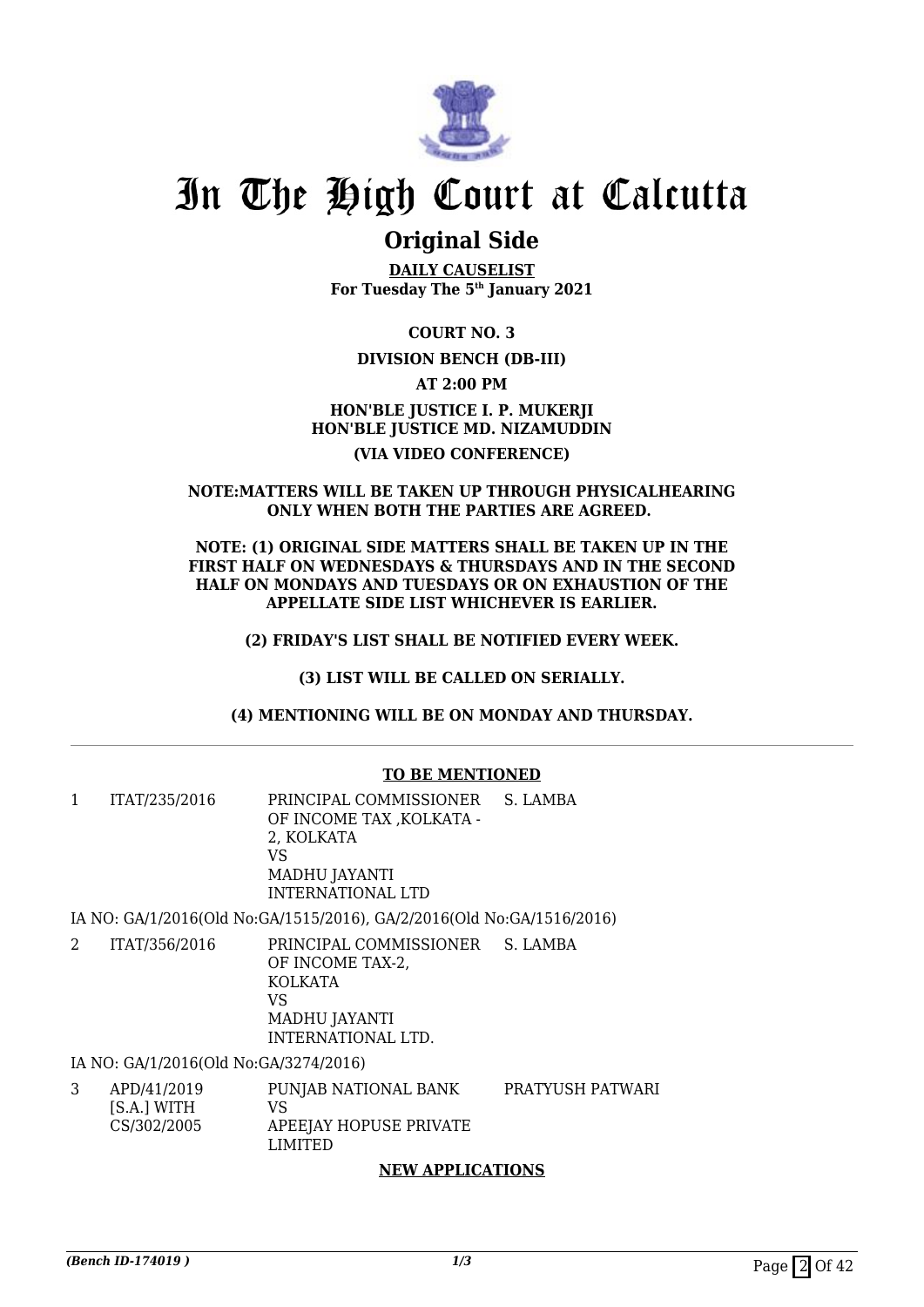# In The High Court at Calcutta

## Original Side

**DAILY CAUSELIST**
**For Tuesday The 5th January 2021**

**COURT NO. 3**

**DIVISION BENCH (DB-III)**

**AT 2:00 PM**

**HON'BLE JUSTICE I. P. MUKERJI**
**HON'BLE JUSTICE MD. NIZAMUDDIN**

**(VIA VIDEO CONFERENCE)**

**NOTE:MATTERS WILL BE TAKEN UP THROUGH PHYSICALHEARING ONLY WHEN BOTH THE PARTIES ARE AGREED.**

**NOTE: (1) ORIGINAL SIDE MATTERS SHALL BE TAKEN UP IN THE FIRST HALF ON WEDNESDAYS & THURSDAYS AND IN THE SECOND HALF ON MONDAYS AND TUESDAYS OR ON EXHAUSTION OF THE APPELLATE SIDE LIST WHICHEVER IS EARLIER.**

**(2) FRIDAY'S LIST SHALL BE NOTIFIED EVERY WEEK.**

**(3) LIST WILL BE CALLED ON SERIALLY.**

**(4) MENTIONING WILL BE ON MONDAY AND THURSDAY.**

---

**TO BE MENTIONED**

| | | | |
|---|---|---|---|
| 1 | ITAT/235/2016 | PRINCIPAL COMMISSIONER OF INCOME TAX ,KOLKATA - 2, KOLKATA<br>VS<br>MADHU JAYANTI INTERNATIONAL LTD | S. LAMBA |

IA NO: GA/1/2016(Old No:GA/1515/2016), GA/2/2016(Old No:GA/1516/2016)

| | | | |
|---|---|---|---|
| 2 | ITAT/356/2016 | PRINCIPAL COMMISSIONER OF INCOME TAX-2, KOLKATA<br>VS<br>MADHU JAYANTI INTERNATIONAL LTD. | S. LAMBA |

IA NO: GA/1/2016(Old No:GA/3274/2016)

| | | | |
|---|---|---|---|
| 3 | APD/41/2019 [S.A.] WITH CS/302/2005 | PUNJAB NATIONAL BANK<br>VS<br>APEEJAY HOPUSE PRIVATE LIMITED | PRATYUSH PATWARI |

**NEW APPLICATIONS**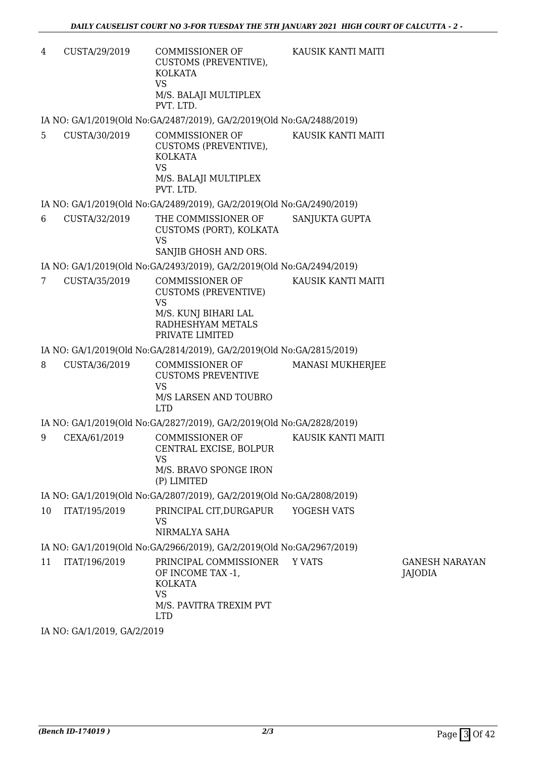| | | | | |
|---|---|---|---|---|
| 4 | CUSTA/29/2019 | COMMISSIONER OF CUSTOMS (PREVENTIVE), KOLKATA VS M/S. BALAJI MULTIPLEX PVT. LTD. | KAUSIK KANTI MAITI | |

IA NO: GA/1/2019(Old No:GA/2487/2019), GA/2/2019(Old No:GA/2488/2019)

| | | | | |
|---|---|---|---|---|
| 5 | CUSTA/30/2019 | COMMISSIONER OF CUSTOMS (PREVENTIVE), KOLKATA VS M/S. BALAJI MULTIPLEX PVT. LTD. | KAUSIK KANTI MAITI | |

IA NO: GA/1/2019(Old No:GA/2489/2019), GA/2/2019(Old No:GA/2490/2019)

| | | | | |
|---|---|---|---|---|
| 6 | CUSTA/32/2019 | THE COMMISSIONER OF CUSTOMS (PORT), KOLKATA VS SANJIB GHOSH AND ORS. | SANJUKTA GUPTA | |

IA NO: GA/1/2019(Old No:GA/2493/2019), GA/2/2019(Old No:GA/2494/2019)

| | | | | |
|---|---|---|---|---|
| 7 | CUSTA/35/2019 | COMMISSIONER OF CUSTOMS (PREVENTIVE) VS M/S. KUNJ BIHARI LAL RADHESHYAM METALS PRIVATE LIMITED | KAUSIK KANTI MAITI | |

IA NO: GA/1/2019(Old No:GA/2814/2019), GA/2/2019(Old No:GA/2815/2019)

| | | | | |
|---|---|---|---|---|
| 8 | CUSTA/36/2019 | COMMISSIONER OF CUSTOMS PREVENTIVE VS M/S LARSEN AND TOUBRO LTD | MANASI MUKHERJEE | |

IA NO: GA/1/2019(Old No:GA/2827/2019), GA/2/2019(Old No:GA/2828/2019)

| | | | | |
|---|---|---|---|---|
| 9 | CEXA/61/2019 | COMMISSIONER OF CENTRAL EXCISE, BOLPUR VS M/S. BRAVO SPONGE IRON (P) LIMITED | KAUSIK KANTI MAITI | |

IA NO: GA/1/2019(Old No:GA/2807/2019), GA/2/2019(Old No:GA/2808/2019)

| | | | | |
|---|---|---|---|---|
| 10 | ITAT/195/2019 | PRINCIPAL CIT,DURGAPUR VS NIRMALYA SAHA | YOGESH VATS | |

IA NO: GA/1/2019(Old No:GA/2966/2019), GA/2/2019(Old No:GA/2967/2019)

| | | | | |
|---|---|---|---|---|
| 11 | ITAT/196/2019 | PRINCIPAL COMMISSIONER OF INCOME TAX -1, KOLKATA VS M/S. PAVITRA TREXIM PVT LTD | Y VATS | GANESH NARAYAN JAJODIA |

IA NO: GA/1/2019, GA/2/2019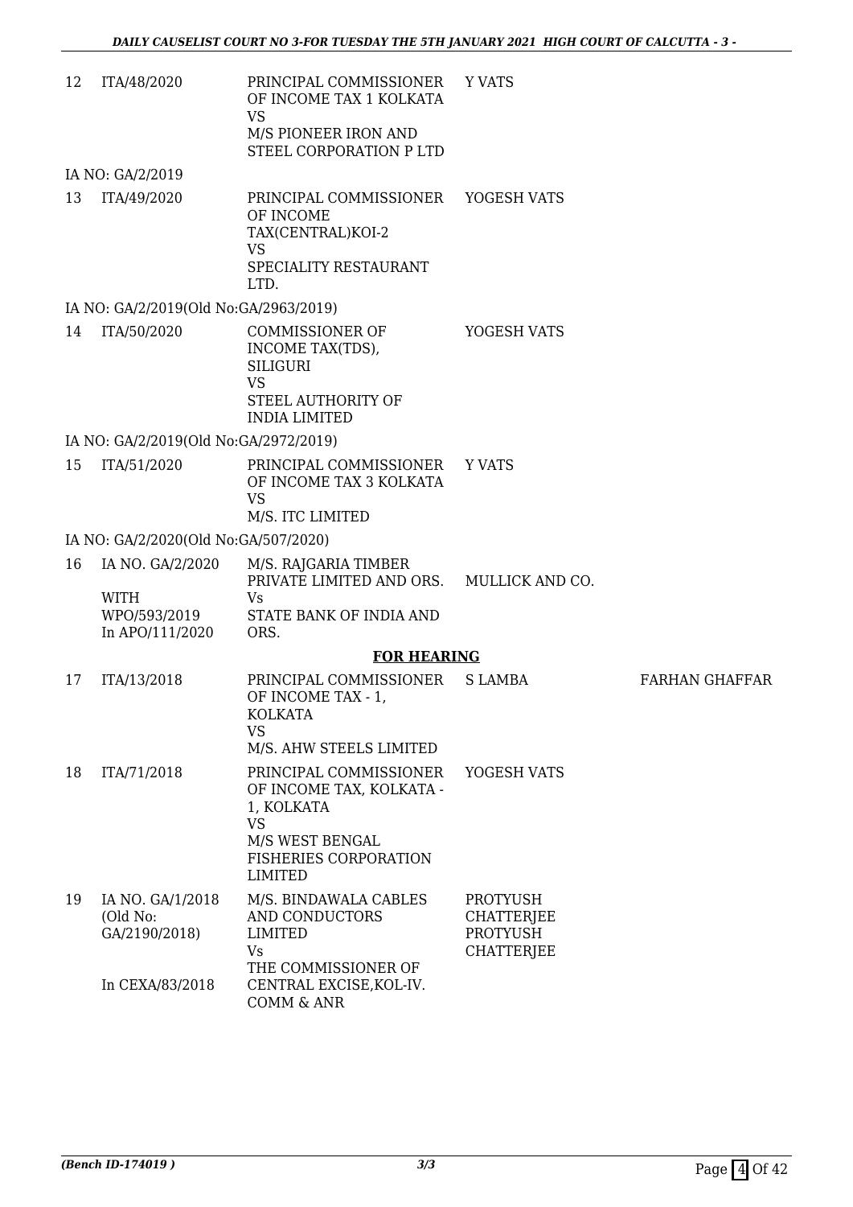| | | | | |
|---|---|---|---|---|
| 12 | ITA/48/2020 | PRINCIPAL COMMISSIONER OF INCOME TAX 1 KOLKATA<br>VS<br>M/S PIONEER IRON AND STEEL CORPORATION P LTD | Y VATS | |
| | IA NO: GA/2/2019 | | | |
| 13 | ITA/49/2020 | PRINCIPAL COMMISSIONER OF INCOME TAX(CENTRAL)KOI-2<br>VS<br>SPECIALITY RESTAURANT LTD. | YOGESH VATS | |
| | IA NO: GA/2/2019(Old No:GA/2963/2019) | | | |
| 14 | ITA/50/2020 | COMMISSIONER OF INCOME TAX(TDS), SILIGURI<br>VS<br>STEEL AUTHORITY OF INDIA LIMITED | YOGESH VATS | |
| | IA NO: GA/2/2019(Old No:GA/2972/2019) | | | |
| 15 | ITA/51/2020 | PRINCIPAL COMMISSIONER OF INCOME TAX 3 KOLKATA<br>VS<br>M/S. ITC LIMITED | Y VATS | |
| | IA NO: GA/2/2020(Old No:GA/507/2020) | | | |
| 16 | IA NO. GA/2/2020<br>WITH<br>WPO/593/2019<br>In APO/111/2020 | M/S. RAJGARIA TIMBER PRIVATE LIMITED AND ORS.<br>Vs<br>STATE BANK OF INDIA AND ORS. | MULLICK AND CO. | |

## FOR HEARING

| | | | | |
|---|---|---|---|---|
| 17 | ITA/13/2018 | PRINCIPAL COMMISSIONER OF INCOME TAX - 1, KOLKATA<br>VS<br>M/S. AHW STEELS LIMITED | S LAMBA | FARHAN GHAFFAR |
| 18 | ITA/71/2018 | PRINCIPAL COMMISSIONER OF INCOME TAX, KOLKATA - 1, KOLKATA<br>VS<br>M/S WEST BENGAL FISHERIES CORPORATION LIMITED | YOGESH VATS | |
| 19 | IA NO. GA/1/2018 (Old No: GA/2190/2018)<br>In CEXA/83/2018 | M/S. BINDAWALA CABLES AND CONDUCTORS LIMITED<br>Vs<br>THE COMMISSIONER OF CENTRAL EXCISE,KOL-IV. COMM & ANR | PROTYUSH CHATTERJEE<br>PROTYUSH CHATTERJEE | |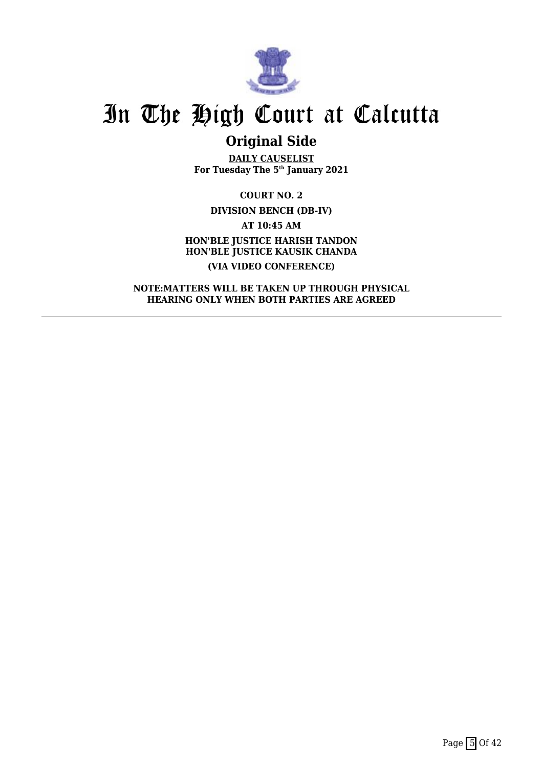# In The High Court at Calcutta

## Original Side

**DAILY CAUSELIST**
**For Tuesday The 5th January 2021**

**COURT NO. 2**

**DIVISION BENCH (DB-IV)**

**AT 10:45 AM**

**HON'BLE JUSTICE HARISH TANDON**
**HON'BLE JUSTICE KAUSIK CHANDA**

**(VIA VIDEO CONFERENCE)**

**NOTE:MATTERS WILL BE TAKEN UP THROUGH PHYSICAL HEARING ONLY WHEN BOTH PARTIES ARE AGREED**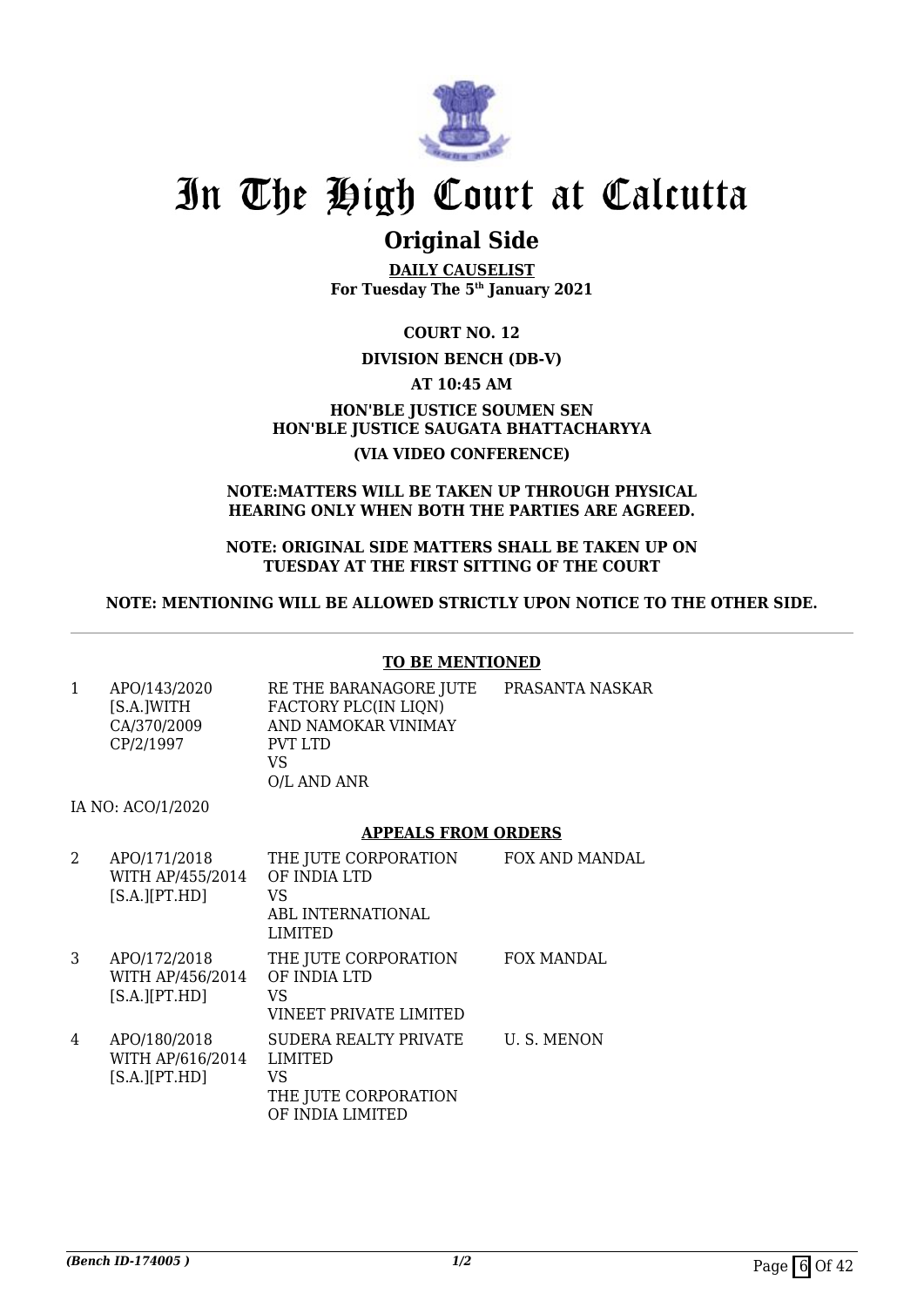# In The High Court at Calcutta

## Original Side

**DAILY CAUSELIST**
**For Tuesday The 5th January 2021**

**COURT NO. 12**

**DIVISION BENCH (DB-V)**

**AT 10:45 AM**

**HON'BLE JUSTICE SOUMEN SEN**
**HON'BLE JUSTICE SAUGATA BHATTACHARYYA**

**(VIA VIDEO CONFERENCE)**

**NOTE:MATTERS WILL BE TAKEN UP THROUGH PHYSICAL HEARING ONLY WHEN BOTH THE PARTIES ARE AGREED.**

**NOTE: ORIGINAL SIDE MATTERS SHALL BE TAKEN UP ON TUESDAY AT THE FIRST SITTING OF THE COURT**

**NOTE: MENTIONING WILL BE ALLOWED STRICTLY UPON NOTICE TO THE OTHER SIDE.**

---

**TO BE MENTIONED**

| | | | |
|---|---|---|---|
| 1 | APO/143/2020 [S.A.]WITH CA/370/2009 CP/2/1997 | RE THE BARANAGORE JUTE FACTORY PLC(IN LIQN) AND NAMOKAR VINIMAY PVT LTD VS O/L AND ANR | PRASANTA NASKAR |

IA NO: ACO/1/2020

**APPEALS FROM ORDERS**

| | | | |
|---|---|---|---|
| 2 | APO/171/2018 WITH AP/455/2014 [S.A.][PT.HD] | THE JUTE CORPORATION OF INDIA LTD VS ABL INTERNATIONAL LIMITED | FOX AND MANDAL |
| 3 | APO/172/2018 WITH AP/456/2014 [S.A.][PT.HD] | THE JUTE CORPORATION OF INDIA LTD VS VINEET PRIVATE LIMITED | FOX MANDAL |
| 4 | APO/180/2018 WITH AP/616/2014 [S.A.][PT.HD] | SUDERA REALTY PRIVATE LIMITED VS THE JUTE CORPORATION OF INDIA LIMITED | U. S. MENON |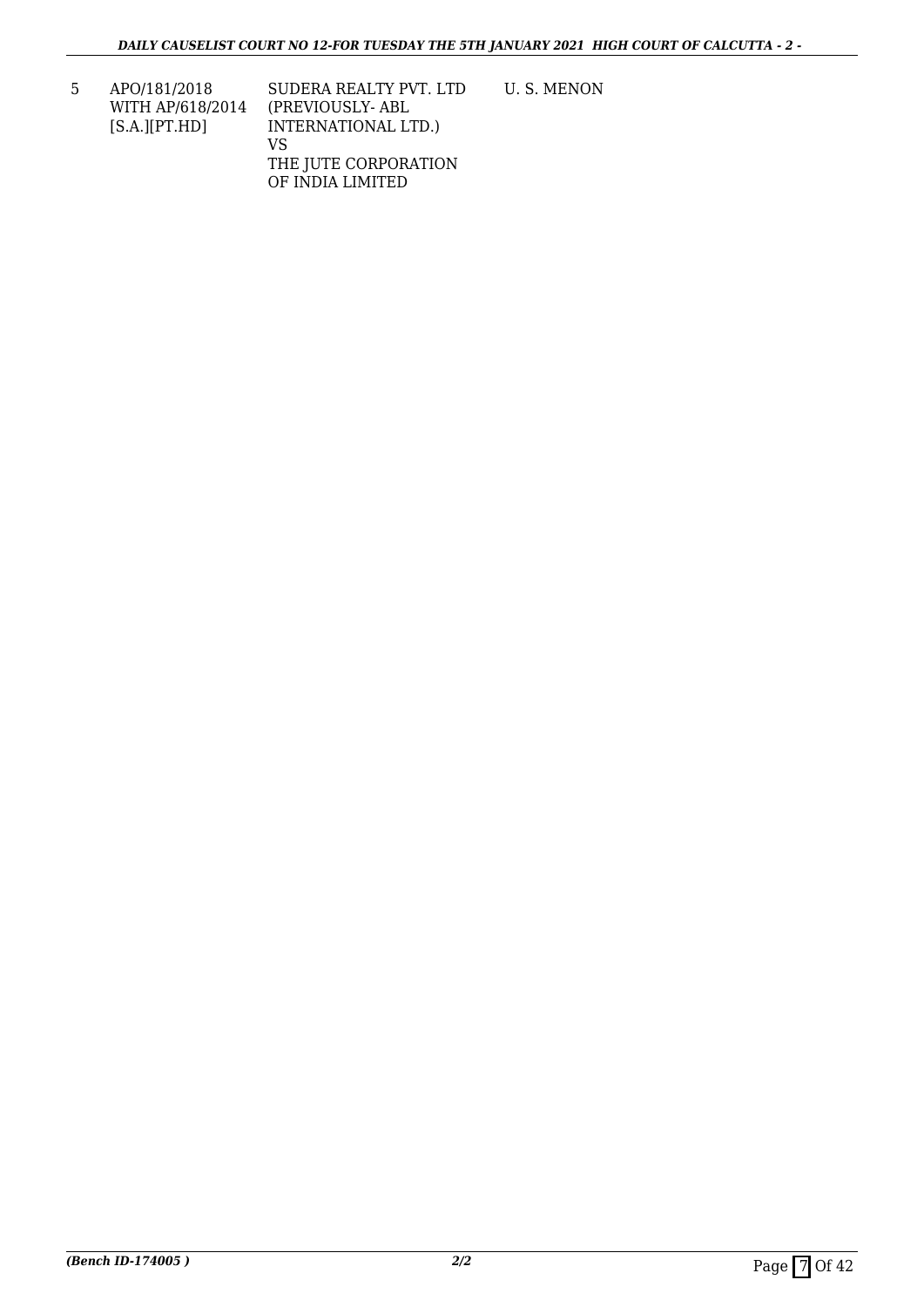| 5 | APO/181/2018<br>WITH AP/618/2014<br>[S.A.][PT.HD] | SUDERA REALTY PVT. LTD<br>(PREVIOUSLY- ABL<br>INTERNATIONAL LTD.)<br>VS<br>THE JUTE CORPORATION<br>OF INDIA LIMITED | U. S. MENON |
|---|---|---|---|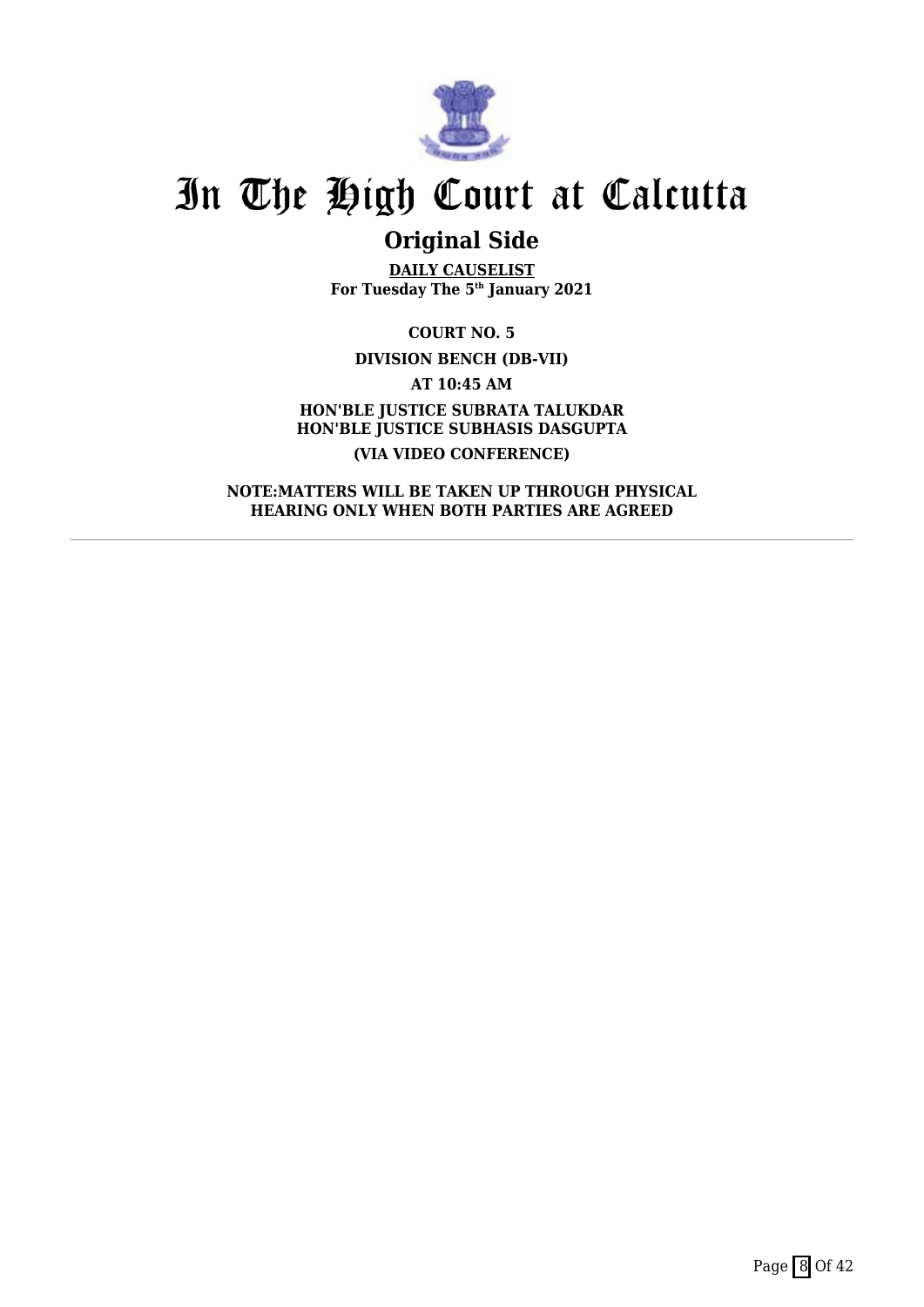# In The High Court at Calcutta

## Original Side

**DAILY CAUSELIST**
**For Tuesday The 5th January 2021**

**COURT NO. 5**

**DIVISION BENCH (DB-VII)**

**AT 10:45 AM**

**HON'BLE JUSTICE SUBRATA TALUKDAR**
**HON'BLE JUSTICE SUBHASIS DASGUPTA**

**(VIA VIDEO CONFERENCE)**

**NOTE:MATTERS WILL BE TAKEN UP THROUGH PHYSICAL HEARING ONLY WHEN BOTH PARTIES ARE AGREED**

---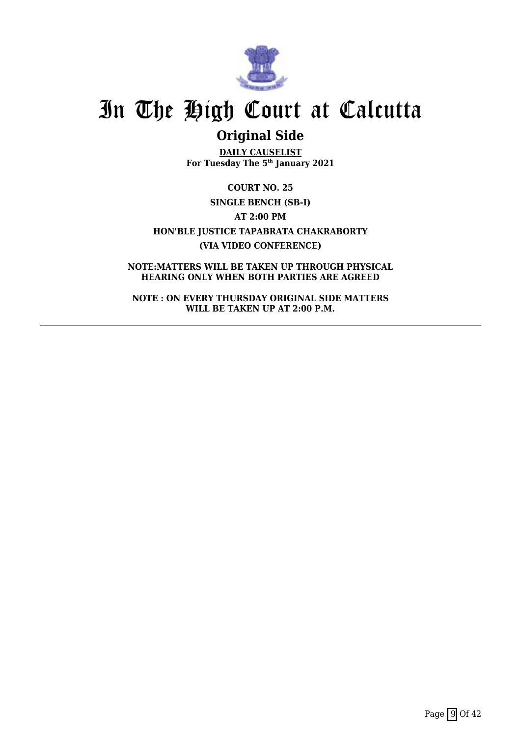# In The High Court at Calcutta

## Original Side

**DAILY CAUSELIST**
**For Tuesday The 5th January 2021**

**COURT NO. 25**

**SINGLE BENCH (SB-I)**

**AT 2:00 PM**

**HON'BLE JUSTICE TAPABRATA CHAKRABORTY**

**(VIA VIDEO CONFERENCE)**

**NOTE:MATTERS WILL BE TAKEN UP THROUGH PHYSICAL HEARING ONLY WHEN BOTH PARTIES ARE AGREED**

**NOTE : ON EVERY THURSDAY ORIGINAL SIDE MATTERS WILL BE TAKEN UP AT 2:00 P.M.**

---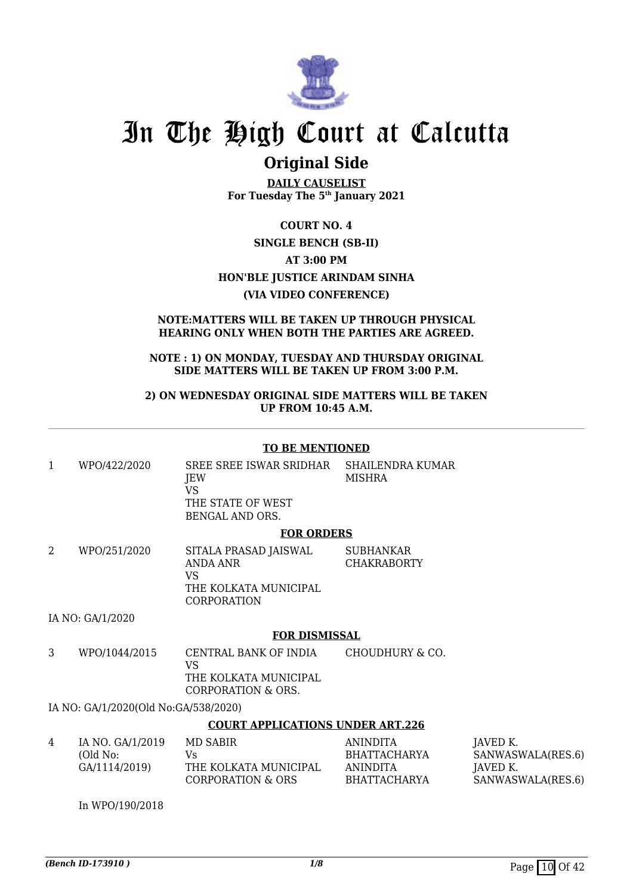# In The High Court at Calcutta

## Original Side

**DAILY CAUSELIST**
**For Tuesday The 5th January 2021**

**COURT NO. 4**

**SINGLE BENCH (SB-II)**

**AT 3:00 PM**

**HON'BLE JUSTICE ARINDAM SINHA**

**(VIA VIDEO CONFERENCE)**

**NOTE:MATTERS WILL BE TAKEN UP THROUGH PHYSICAL HEARING ONLY WHEN BOTH THE PARTIES ARE AGREED.**

**NOTE : 1) ON MONDAY, TUESDAY AND THURSDAY ORIGINAL SIDE MATTERS WILL BE TAKEN UP FROM 3:00 P.M.**

**2) ON WEDNESDAY ORIGINAL SIDE MATTERS WILL BE TAKEN UP FROM 10:45 A.M.**

**TO BE MENTIONED**

| | | | | |
|---|---|---|---|---|
| 1 | WPO/422/2020 | SREE SREE ISWAR SRIDHAR JEW<br>VS<br>THE STATE OF WEST BENGAL AND ORS. | SHAILENDRA KUMAR MISHRA | |

**FOR ORDERS**

| | | | | |
|---|---|---|---|---|
| 2 | WPO/251/2020 | SITALA PRASAD JAISWAL ANDA ANR<br>VS<br>THE KOLKATA MUNICIPAL CORPORATION | SUBHANKAR CHAKRABORTY | |

IA NO: GA/1/2020

**FOR DISMISSAL**

| | | | | |
|---|---|---|---|---|
| 3 | WPO/1044/2015 | CENTRAL BANK OF INDIA<br>VS<br>THE KOLKATA MUNICIPAL CORPORATION & ORS. | CHOUDHURY & CO. | |

IA NO: GA/1/2020(Old No:GA/538/2020)

**COURT APPLICATIONS UNDER ART.226**

| | | | | |
|---|---|---|---|---|
| 4 | IA NO. GA/1/2019<br>(Old No:<br>GA/1114/2019) | MD SABIR<br>Vs<br>THE KOLKATA MUNICIPAL CORPORATION & ORS | ANINDITA BHATTACHARYA<br>ANINDITA BHATTACHARYA | JAVED K. SANWASWALA(RES.6)<br>JAVED K. SANWASWALA(RES.6) |

In WPO/190/2018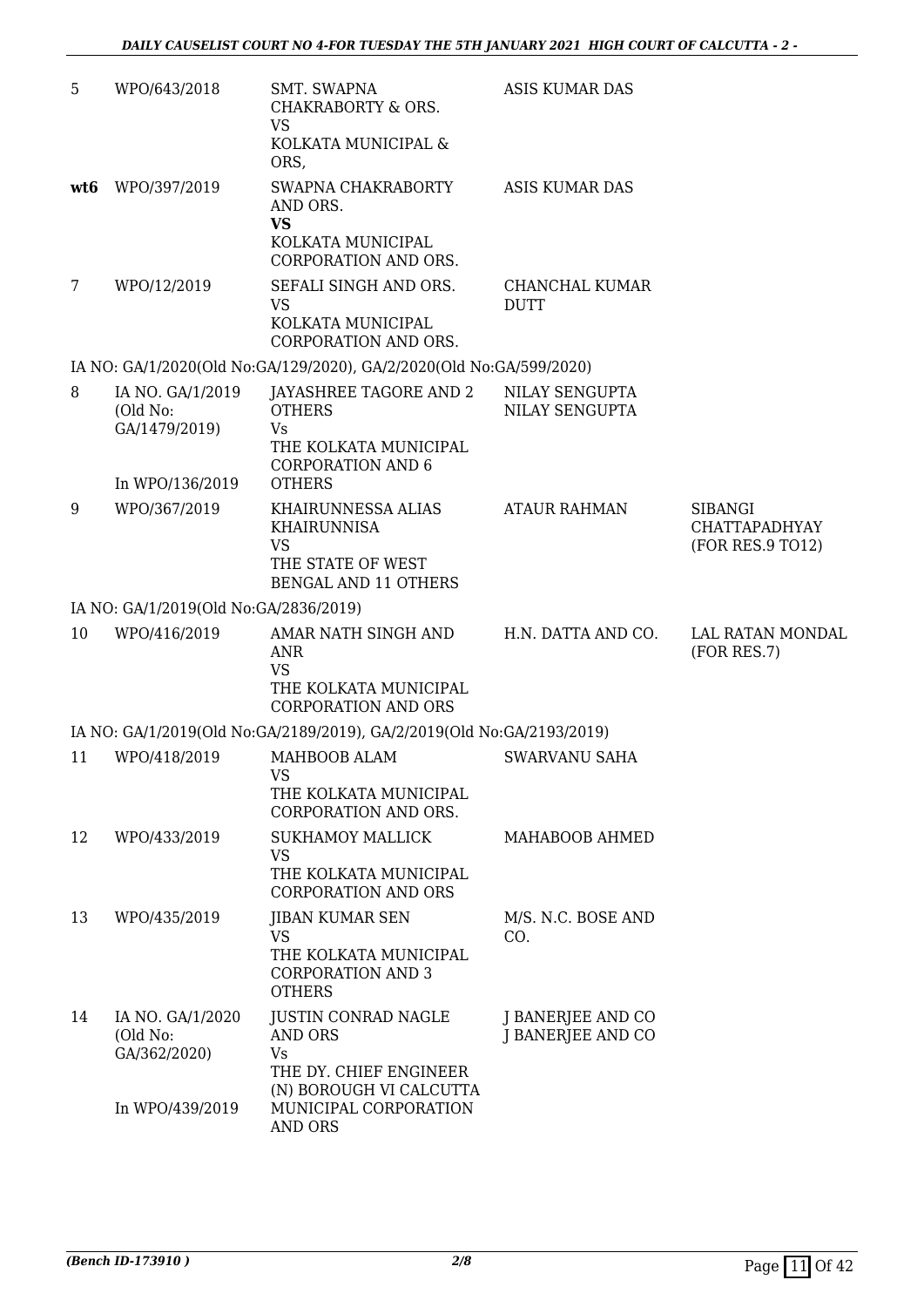| | | | | |
|---|---|---|---|---|
| 5 | WPO/643/2018 | SMT. SWAPNA CHAKRABORTY & ORS. VS KOLKATA MUNICIPAL & ORS, | ASIS KUMAR DAS | |
| **wt6** | WPO/397/2019 | SWAPNA CHAKRABORTY AND ORS. **VS** KOLKATA MUNICIPAL CORPORATION AND ORS. | ASIS KUMAR DAS | |
| 7 | WPO/12/2019 | SEFALI SINGH AND ORS. VS KOLKATA MUNICIPAL CORPORATION AND ORS. | CHANCHAL KUMAR DUTT | |
| | IA NO: GA/1/2020(Old No:GA/129/2020), GA/2/2020(Old No:GA/599/2020) | | | |
| 8 | IA NO. GA/1/2019 (Old No: GA/1479/2019) In WPO/136/2019 | JAYASHREE TAGORE AND 2 OTHERS Vs THE KOLKATA MUNICIPAL CORPORATION AND 6 OTHERS | NILAY SENGUPTA NILAY SENGUPTA | |
| 9 | WPO/367/2019 | KHAIRUNNESSA ALIAS KHAIRUNNISA VS THE STATE OF WEST BENGAL AND 11 OTHERS | ATAUR RAHMAN | SIBANGI CHATTAPADHYAY (FOR RES.9 TO12) |
| | IA NO: GA/1/2019(Old No:GA/2836/2019) | | | |
| 10 | WPO/416/2019 | AMAR NATH SINGH AND ANR VS THE KOLKATA MUNICIPAL CORPORATION AND ORS | H.N. DATTA AND CO. | LAL RATAN MONDAL (FOR RES.7) |
| | IA NO: GA/1/2019(Old No:GA/2189/2019), GA/2/2019(Old No:GA/2193/2019) | | | |
| 11 | WPO/418/2019 | MAHBOOB ALAM VS THE KOLKATA MUNICIPAL CORPORATION AND ORS. | SWARVANU SAHA | |
| 12 | WPO/433/2019 | SUKHAMOY MALLICK VS THE KOLKATA MUNICIPAL CORPORATION AND ORS | MAHABOOB AHMED | |
| 13 | WPO/435/2019 | JIBAN KUMAR SEN VS THE KOLKATA MUNICIPAL CORPORATION AND 3 OTHERS | M/S. N.C. BOSE AND CO. | |
| 14 | IA NO. GA/1/2020 (Old No: GA/362/2020) In WPO/439/2019 | JUSTIN CONRAD NAGLE AND ORS Vs THE DY. CHIEF ENGINEER (N) BOROUGH VI CALCUTTA MUNICIPAL CORPORATION AND ORS | J BANERJEE AND CO J BANERJEE AND CO | |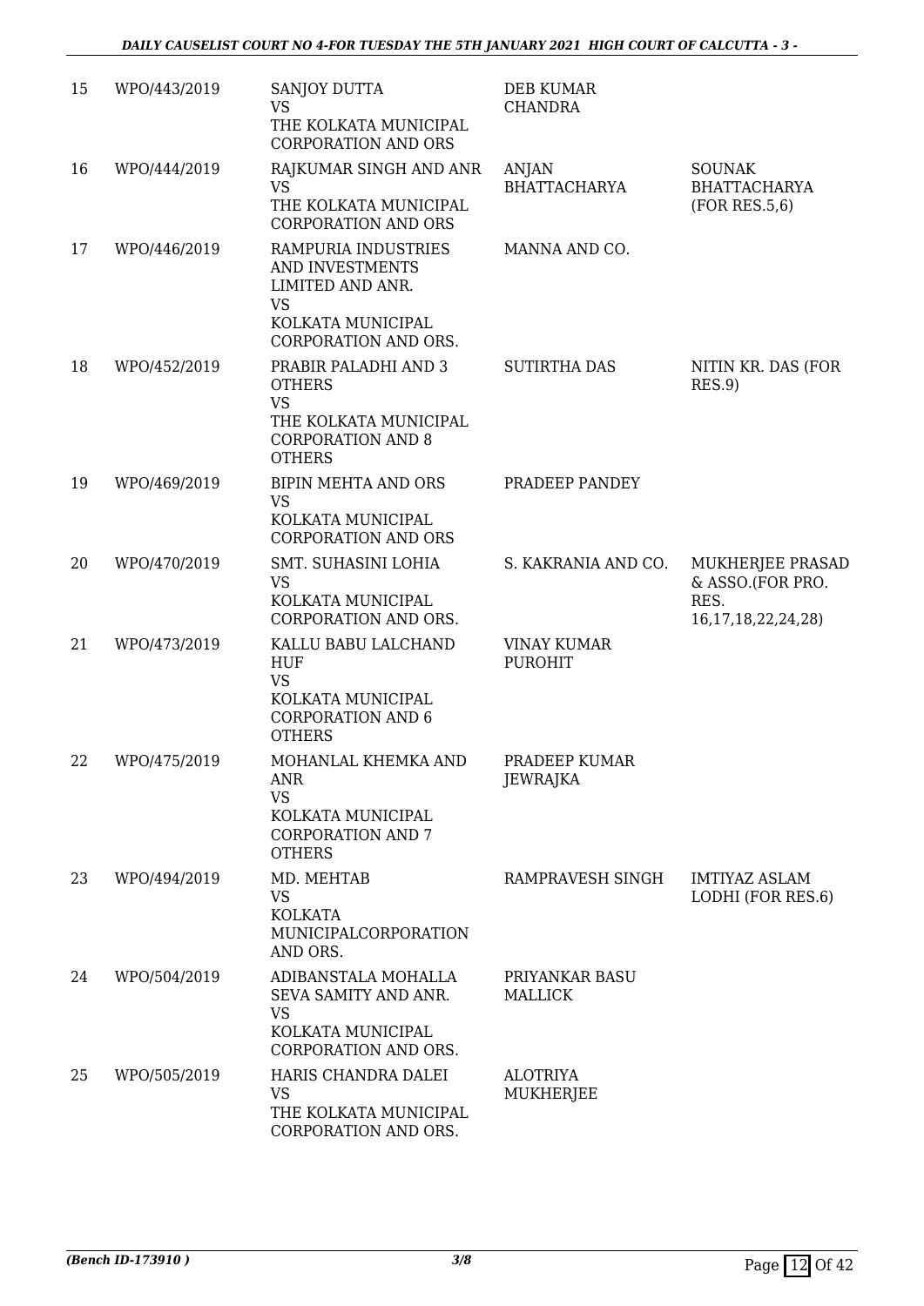| 15 | WPO/443/2019 | SANJOY DUTTA<br>VS<br>THE KOLKATA MUNICIPAL CORPORATION AND ORS | DEB KUMAR CHANDRA | |
|---|---|---|---|---|
| 16 | WPO/444/2019 | RAJKUMAR SINGH AND ANR<br>VS<br>THE KOLKATA MUNICIPAL CORPORATION AND ORS | ANJAN BHATTACHARYA | SOUNAK BHATTACHARYA (FOR RES.5,6) |
| 17 | WPO/446/2019 | RAMPURIA INDUSTRIES AND INVESTMENTS LIMITED AND ANR.<br>VS<br>KOLKATA MUNICIPAL CORPORATION AND ORS. | MANNA AND CO. | |
| 18 | WPO/452/2019 | PRABIR PALADHI AND 3 OTHERS<br>VS<br>THE KOLKATA MUNICIPAL CORPORATION AND 8 OTHERS | SUTIRTHA DAS | NITIN KR. DAS (FOR RES.9) |
| 19 | WPO/469/2019 | BIPIN MEHTA AND ORS<br>VS<br>KOLKATA MUNICIPAL CORPORATION AND ORS | PRADEEP PANDEY | |
| 20 | WPO/470/2019 | SMT. SUHASINI LOHIA<br>VS<br>KOLKATA MUNICIPAL CORPORATION AND ORS. | S. KAKRANIA AND CO. | MUKHERJEE PRASAD & ASSO.(FOR PRO. RES. 16,17,18,22,24,28) |
| 21 | WPO/473/2019 | KALLU BABU LALCHAND HUF<br>VS<br>KOLKATA MUNICIPAL CORPORATION AND 6 OTHERS | VINAY KUMAR PUROHIT | |
| 22 | WPO/475/2019 | MOHANLAL KHEMKA AND ANR<br>VS<br>KOLKATA MUNICIPAL CORPORATION AND 7 OTHERS | PRADEEP KUMAR JEWRAJKA | |
| 23 | WPO/494/2019 | MD. MEHTAB<br>VS<br>KOLKATA MUNICIPALCORPORATION AND ORS. | RAMPRAVESH SINGH | IMTIYAZ ASLAM LODHI (FOR RES.6) |
| 24 | WPO/504/2019 | ADIBANSTALA MOHALLA SEVA SAMITY AND ANR.<br>VS<br>KOLKATA MUNICIPAL CORPORATION AND ORS. | PRIYANKAR BASU MALLICK | |
| 25 | WPO/505/2019 | HARIS CHANDRA DALEI<br>VS<br>THE KOLKATA MUNICIPAL CORPORATION AND ORS. | ALOTRIYA MUKHERJEE | |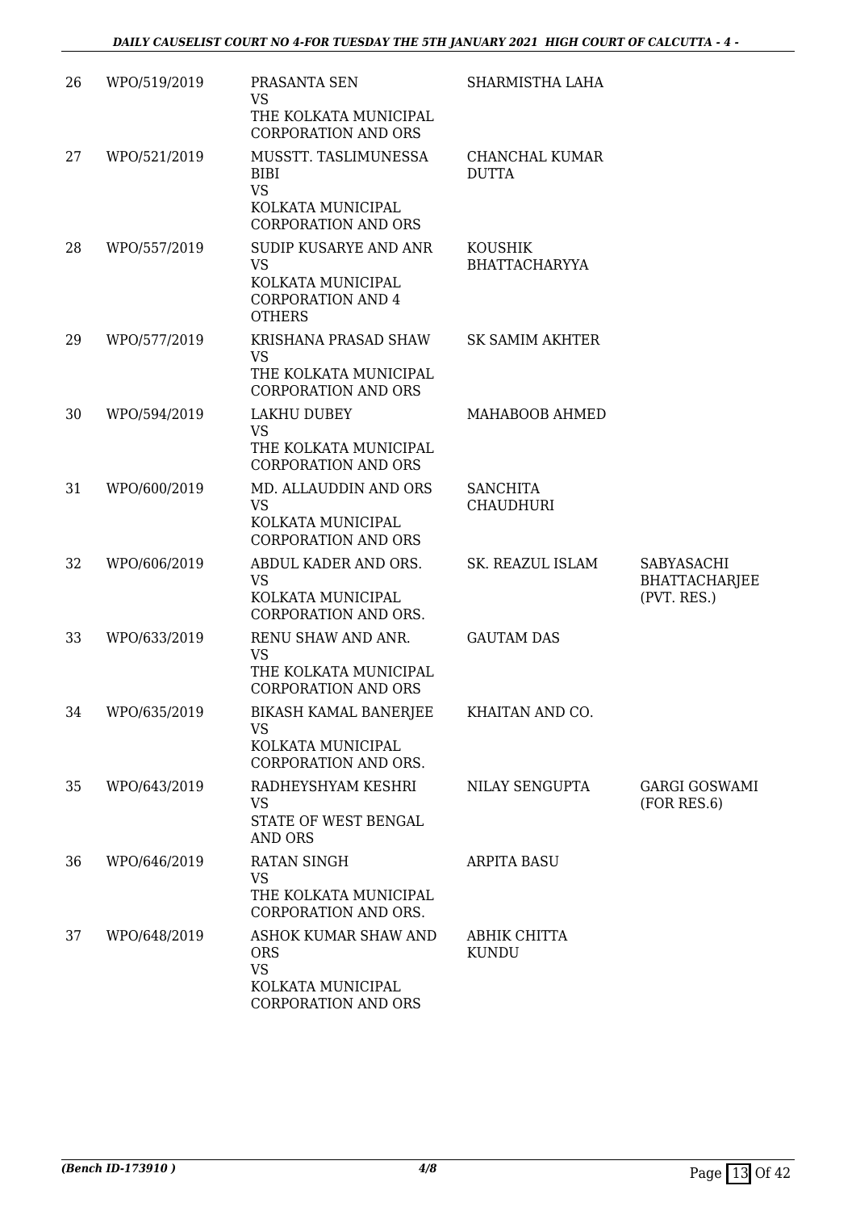| 26 | WPO/519/2019 | PRASANTA SEN<br>VS<br>THE KOLKATA MUNICIPAL CORPORATION AND ORS | SHARMISTHA LAHA | |
|---|---|---|---|---|
| 27 | WPO/521/2019 | MUSSTT. TASLIMUNESSA BIBI<br>VS<br>KOLKATA MUNICIPAL CORPORATION AND ORS | CHANCHAL KUMAR DUTTA | |
| 28 | WPO/557/2019 | SUDIP KUSARYE AND ANR<br>VS<br>KOLKATA MUNICIPAL CORPORATION AND 4 OTHERS | KOUSHIK BHATTACHARYYA | |
| 29 | WPO/577/2019 | KRISHANA PRASAD SHAW<br>VS<br>THE KOLKATA MUNICIPAL CORPORATION AND ORS | SK SAMIM AKHTER | |
| 30 | WPO/594/2019 | LAKHU DUBEY<br>VS<br>THE KOLKATA MUNICIPAL CORPORATION AND ORS | MAHABOOB AHMED | |
| 31 | WPO/600/2019 | MD. ALLAUDDIN AND ORS<br>VS<br>KOLKATA MUNICIPAL CORPORATION AND ORS | SANCHITA CHAUDHURI | |
| 32 | WPO/606/2019 | ABDUL KADER AND ORS.<br>VS<br>KOLKATA MUNICIPAL CORPORATION AND ORS. | SK. REAZUL ISLAM | SABYASACHI BHATTACHARJEE (PVT. RES.) |
| 33 | WPO/633/2019 | RENU SHAW AND ANR.<br>VS<br>THE KOLKATA MUNICIPAL CORPORATION AND ORS | GAUTAM DAS | |
| 34 | WPO/635/2019 | BIKASH KAMAL BANERJEE<br>VS<br>KOLKATA MUNICIPAL CORPORATION AND ORS. | KHAITAN AND CO. | |
| 35 | WPO/643/2019 | RADHEYSHYAM KESHRI<br>VS<br>STATE OF WEST BENGAL AND ORS | NILAY SENGUPTA | GARGI GOSWAMI (FOR RES.6) |
| 36 | WPO/646/2019 | RATAN SINGH<br>VS<br>THE KOLKATA MUNICIPAL CORPORATION AND ORS. | ARPITA BASU | |
| 37 | WPO/648/2019 | ASHOK KUMAR SHAW AND ORS<br>VS<br>KOLKATA MUNICIPAL CORPORATION AND ORS | ABHIK CHITTA KUNDU | |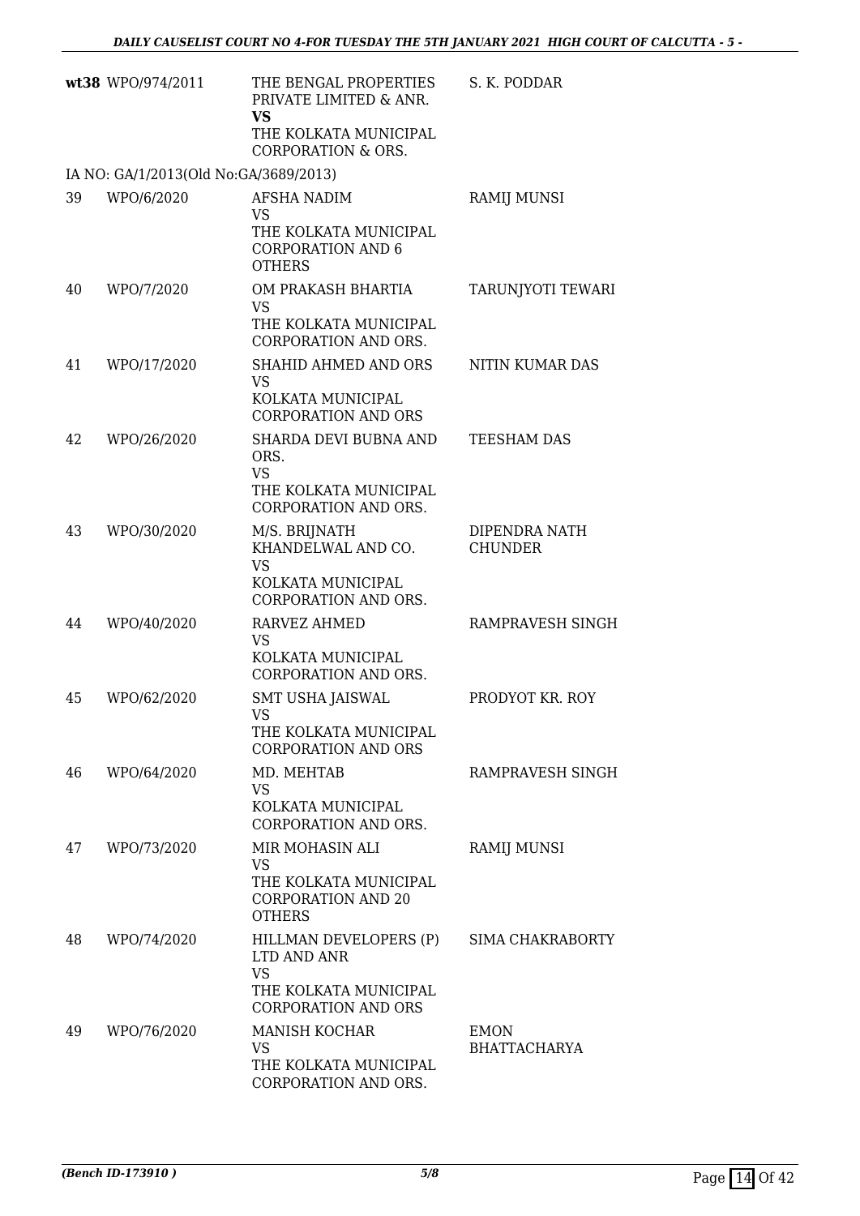| | | | |
|---|---|---|---|
| **wt38** | WPO/974/2011 | THE BENGAL PROPERTIES PRIVATE LIMITED & ANR.<br>**VS**<br>THE KOLKATA MUNICIPAL CORPORATION & ORS. | S. K. PODDAR |
| IA NO: GA/1/2013(Old No:GA/3689/2013) | | | |
| 39 | WPO/6/2020 | AFSHA NADIM<br>VS<br>THE KOLKATA MUNICIPAL CORPORATION AND 6 OTHERS | RAMIJ MUNSI |
| 40 | WPO/7/2020 | OM PRAKASH BHARTIA<br>VS<br>THE KOLKATA MUNICIPAL CORPORATION AND ORS. | TARUNJYOTI TEWARI |
| 41 | WPO/17/2020 | SHAHID AHMED AND ORS<br>VS<br>KOLKATA MUNICIPAL CORPORATION AND ORS | NITIN KUMAR DAS |
| 42 | WPO/26/2020 | SHARDA DEVI BUBNA AND ORS.<br>VS<br>THE KOLKATA MUNICIPAL CORPORATION AND ORS. | TEESHAM DAS |
| 43 | WPO/30/2020 | M/S. BRIJNATH KHANDELWAL AND CO.<br>VS<br>KOLKATA MUNICIPAL CORPORATION AND ORS. | DIPENDRA NATH CHUNDER |
| 44 | WPO/40/2020 | RARVEZ AHMED<br>VS<br>KOLKATA MUNICIPAL CORPORATION AND ORS. | RAMPRAVESH SINGH |
| 45 | WPO/62/2020 | SMT USHA JAISWAL<br>VS<br>THE KOLKATA MUNICIPAL CORPORATION AND ORS | PRODYOT KR. ROY |
| 46 | WPO/64/2020 | MD. MEHTAB<br>VS<br>KOLKATA MUNICIPAL CORPORATION AND ORS. | RAMPRAVESH SINGH |
| 47 | WPO/73/2020 | MIR MOHASIN ALI<br>VS<br>THE KOLKATA MUNICIPAL CORPORATION AND 20 OTHERS | RAMIJ MUNSI |
| 48 | WPO/74/2020 | HILLMAN DEVELOPERS (P) LTD AND ANR<br>VS<br>THE KOLKATA MUNICIPAL CORPORATION AND ORS | SIMA CHAKRABORTY |
| 49 | WPO/76/2020 | MANISH KOCHAR<br>VS<br>THE KOLKATA MUNICIPAL CORPORATION AND ORS. | EMON BHATTACHARYA |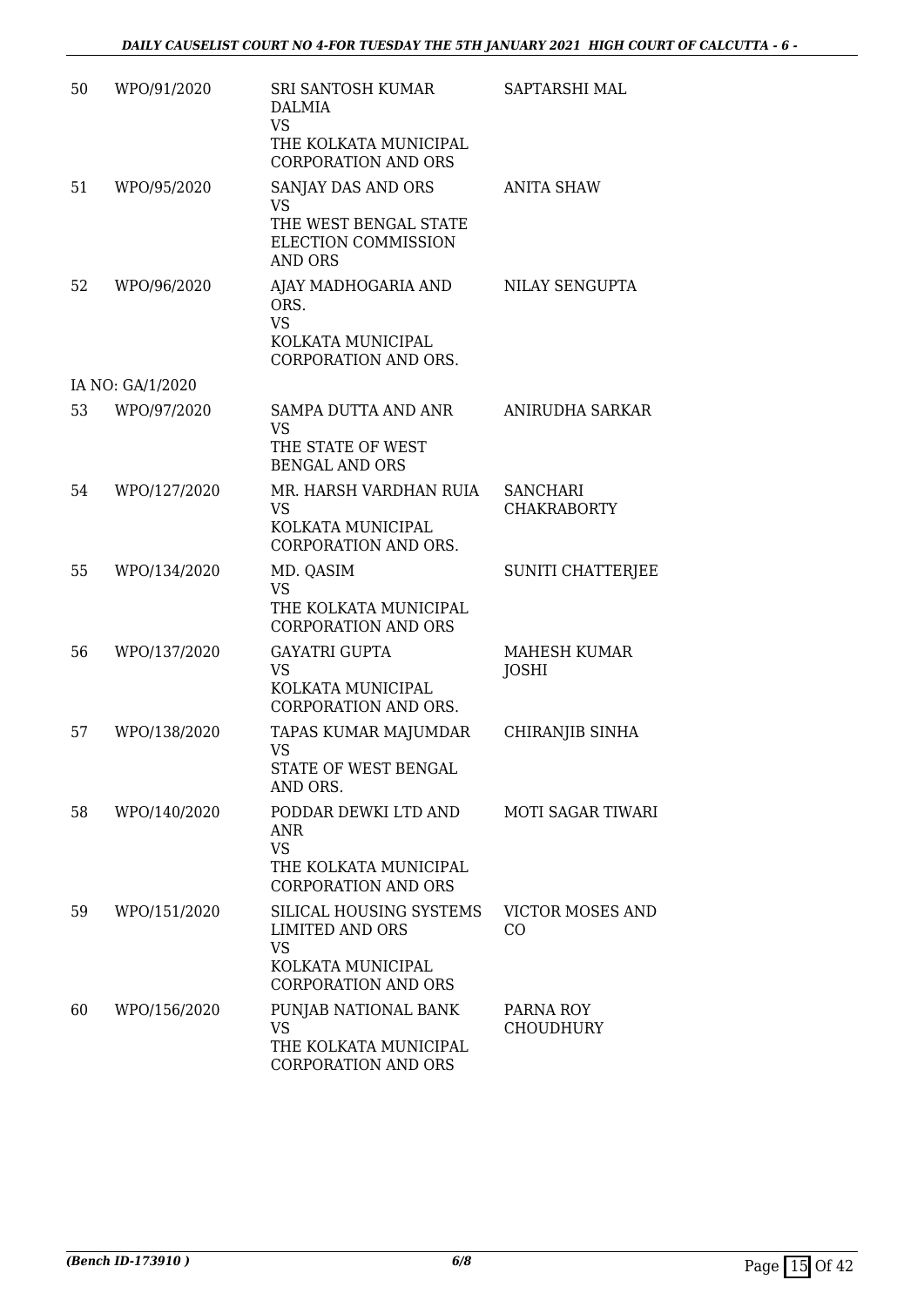| | | | |
|---|---|---|---|
| 50 | WPO/91/2020 | SRI SANTOSH KUMAR DALMIA<br>VS<br>THE KOLKATA MUNICIPAL CORPORATION AND ORS | SAPTARSHI MAL |
| 51 | WPO/95/2020 | SANJAY DAS AND ORS<br>VS<br>THE WEST BENGAL STATE ELECTION COMMISSION AND ORS | ANITA SHAW |
| 52 | WPO/96/2020 | AJAY MADHOGARIA AND ORS.<br>VS<br>KOLKATA MUNICIPAL CORPORATION AND ORS. | NILAY SENGUPTA |
| | IA NO: GA/1/2020 | | |
| 53 | WPO/97/2020 | SAMPA DUTTA AND ANR<br>VS<br>THE STATE OF WEST BENGAL AND ORS | ANIRUDHA SARKAR |
| 54 | WPO/127/2020 | MR. HARSH VARDHAN RUIA<br>VS<br>KOLKATA MUNICIPAL CORPORATION AND ORS. | SANCHARI CHAKRABORTY |
| 55 | WPO/134/2020 | MD. QASIM<br>VS<br>THE KOLKATA MUNICIPAL CORPORATION AND ORS | SUNITI CHATTERJEE |
| 56 | WPO/137/2020 | GAYATRI GUPTA<br>VS<br>KOLKATA MUNICIPAL CORPORATION AND ORS. | MAHESH KUMAR JOSHI |
| 57 | WPO/138/2020 | TAPAS KUMAR MAJUMDAR<br>VS<br>STATE OF WEST BENGAL AND ORS. | CHIRANJIB SINHA |
| 58 | WPO/140/2020 | PODDAR DEWKI LTD AND ANR<br>VS<br>THE KOLKATA MUNICIPAL CORPORATION AND ORS | MOTI SAGAR TIWARI |
| 59 | WPO/151/2020 | SILICAL HOUSING SYSTEMS LIMITED AND ORS<br>VS<br>KOLKATA MUNICIPAL CORPORATION AND ORS | VICTOR MOSES AND CO |
| 60 | WPO/156/2020 | PUNJAB NATIONAL BANK<br>VS<br>THE KOLKATA MUNICIPAL CORPORATION AND ORS | PARNA ROY CHOUDHURY |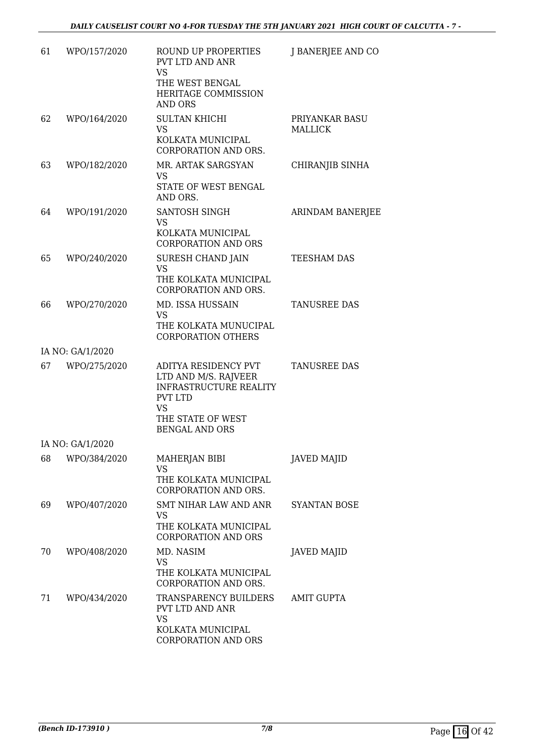| | | | |
|---|---|---|---|
| 61 | WPO/157/2020 | ROUND UP PROPERTIES PVT LTD AND ANR<br>VS<br>THE WEST BENGAL HERITAGE COMMISSION AND ORS | J BANERJEE AND CO |
| 62 | WPO/164/2020 | SULTAN KHICHI<br>VS<br>KOLKATA MUNICIPAL CORPORATION AND ORS. | PRIYANKAR BASU MALLICK |
| 63 | WPO/182/2020 | MR. ARTAK SARGSYAN<br>VS<br>STATE OF WEST BENGAL AND ORS. | CHIRANJIB SINHA |
| 64 | WPO/191/2020 | SANTOSH SINGH<br>VS<br>KOLKATA MUNICIPAL CORPORATION AND ORS | ARINDAM BANERJEE |
| 65 | WPO/240/2020 | SURESH CHAND JAIN<br>VS<br>THE KOLKATA MUNICIPAL CORPORATION AND ORS. | TEESHAM DAS |
| 66 | WPO/270/2020 | MD. ISSA HUSSAIN<br>VS<br>THE KOLKATA MUNUCIPAL CORPORATION OTHERS | TANUSREE DAS |
| IA NO: GA/1/2020 | | | |
| 67 | WPO/275/2020 | ADITYA RESIDENCY PVT LTD AND M/S. RAJVEER INFRASTRUCTURE REALITY PVT LTD<br>VS<br>THE STATE OF WEST BENGAL AND ORS | TANUSREE DAS |
| IA NO: GA/1/2020 | | | |
| 68 | WPO/384/2020 | MAHERJAN BIBI<br>VS<br>THE KOLKATA MUNICIPAL CORPORATION AND ORS. | JAVED MAJID |
| 69 | WPO/407/2020 | SMT NIHAR LAW AND ANR<br>VS<br>THE KOLKATA MUNICIPAL CORPORATION AND ORS | SYANTAN BOSE |
| 70 | WPO/408/2020 | MD. NASIM<br>VS<br>THE KOLKATA MUNICIPAL CORPORATION AND ORS. | JAVED MAJID |
| 71 | WPO/434/2020 | TRANSPARENCY BUILDERS PVT LTD AND ANR<br>VS<br>KOLKATA MUNICIPAL CORPORATION AND ORS | AMIT GUPTA |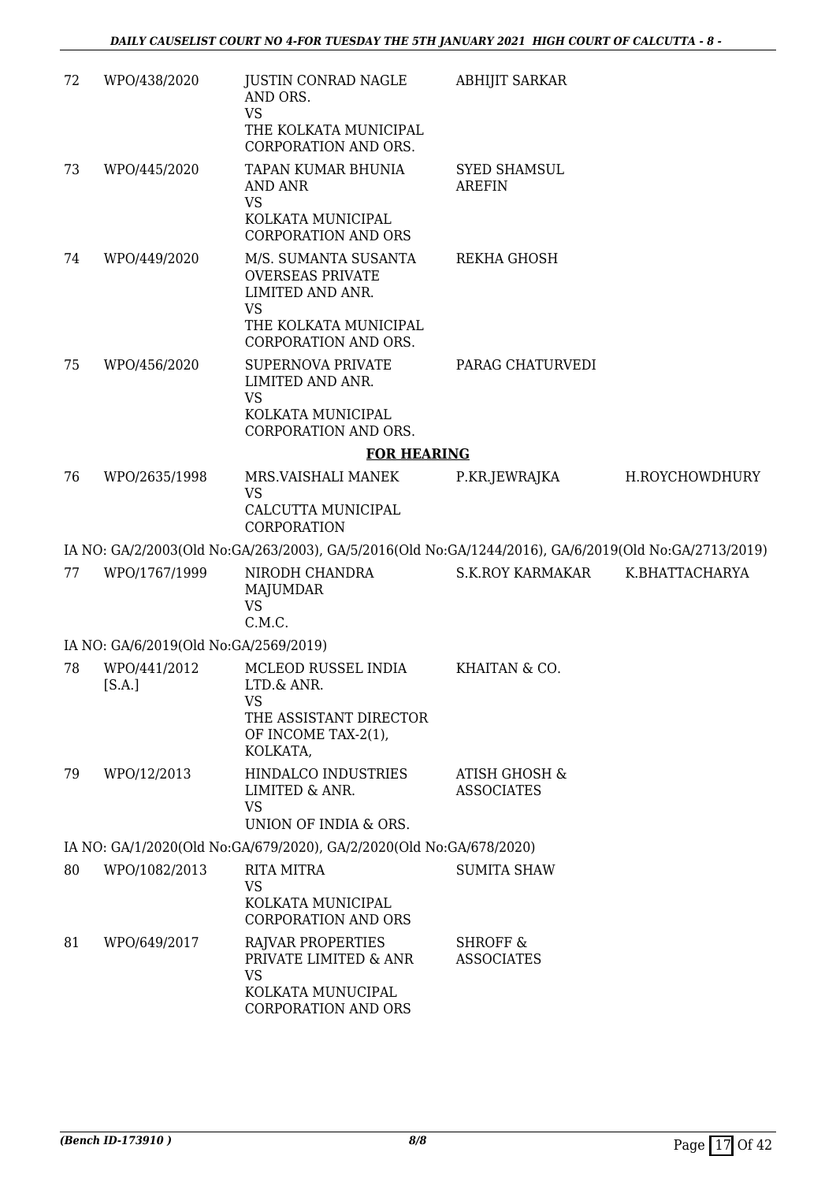| | | | | |
|---|---|---|---|---|
| 72 | WPO/438/2020 | JUSTIN CONRAD NAGLE AND ORS.<br>VS<br>THE KOLKATA MUNICIPAL CORPORATION AND ORS. | ABHIJIT SARKAR | |
| 73 | WPO/445/2020 | TAPAN KUMAR BHUNIA AND ANR<br>VS<br>KOLKATA MUNICIPAL CORPORATION AND ORS | SYED SHAMSUL AREFIN | |
| 74 | WPO/449/2020 | M/S. SUMANTA SUSANTA OVERSEAS PRIVATE LIMITED AND ANR.<br>VS<br>THE KOLKATA MUNICIPAL CORPORATION AND ORS. | REKHA GHOSH | |
| 75 | WPO/456/2020 | SUPERNOVA PRIVATE LIMITED AND ANR.<br>VS<br>KOLKATA MUNICIPAL CORPORATION AND ORS. | PARAG CHATURVEDI | |

**FOR HEARING**

| | | | | |
|---|---|---|---|---|
| 76 | WPO/2635/1998 | MRS.VAISHALI MANEK<br>VS<br>CALCUTTA MUNICIPAL CORPORATION | P.KR.JEWRAJKA | H.ROYCHOWDHURY |

IA NO: GA/2/2003(Old No:GA/263/2003), GA/5/2016(Old No:GA/1244/2016), GA/6/2019(Old No:GA/2713/2019)

| | | | | |
|---|---|---|---|---|
| 77 | WPO/1767/1999 | NIRODH CHANDRA MAJUMDAR<br>VS<br>C.M.C. | S.K.ROY KARMAKAR | K.BHATTACHARYA |

IA NO: GA/6/2019(Old No:GA/2569/2019)

| | | | | |
|---|---|---|---|---|
| 78 | WPO/441/2012 [S.A.] | MCLEOD RUSSEL INDIA LTD.& ANR.<br>VS<br>THE ASSISTANT DIRECTOR OF INCOME TAX-2(1), KOLKATA, | KHAITAN & CO. | |
| 79 | WPO/12/2013 | HINDALCO INDUSTRIES LIMITED & ANR.<br>VS<br>UNION OF INDIA & ORS. | ATISH GHOSH & ASSOCIATES | |

IA NO: GA/1/2020(Old No:GA/679/2020), GA/2/2020(Old No:GA/678/2020)

| | | | | |
|---|---|---|---|---|
| 80 | WPO/1082/2013 | RITA MITRA<br>VS<br>KOLKATA MUNICIPAL CORPORATION AND ORS | SUMITA SHAW | |
| 81 | WPO/649/2017 | RAJVAR PROPERTIES PRIVATE LIMITED & ANR<br>VS<br>KOLKATA MUNUCIPAL CORPORATION AND ORS | SHROFF & ASSOCIATES | |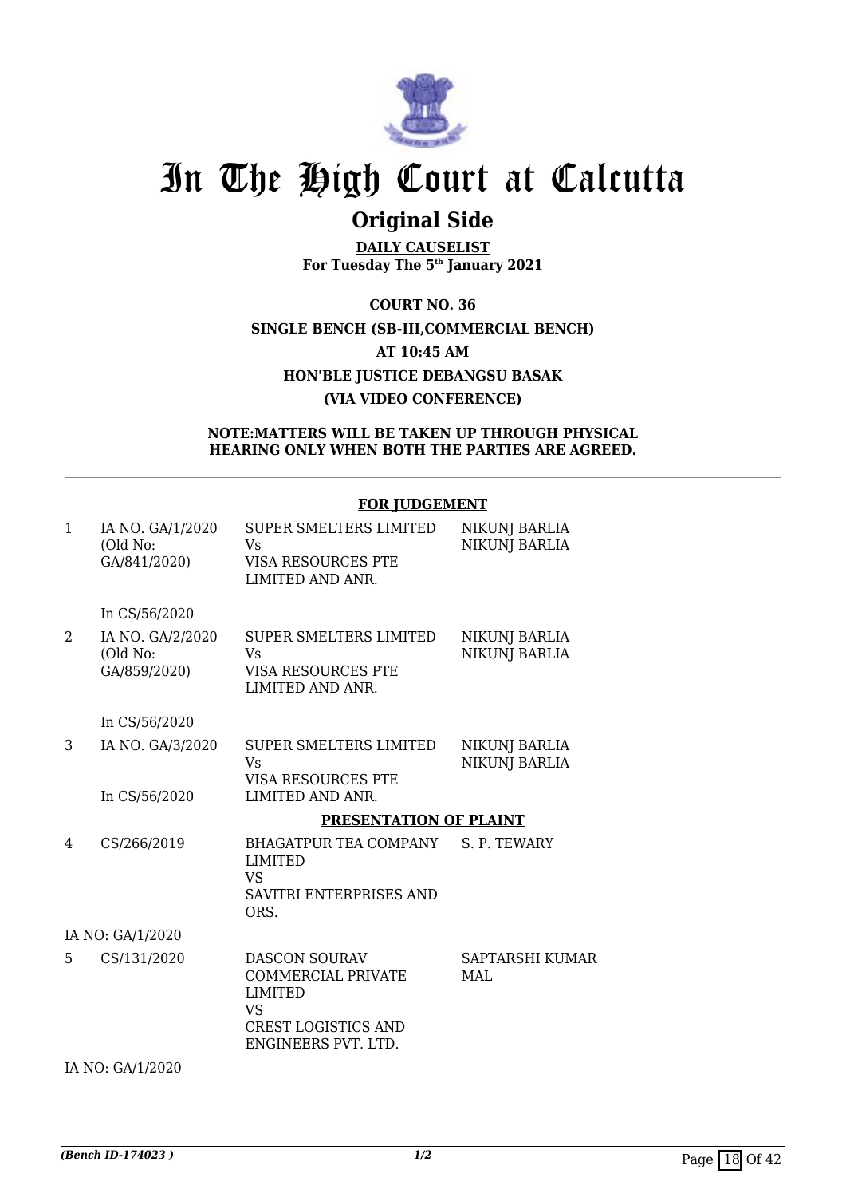# In The High Court at Calcutta

## Original Side

**DAILY CAUSELIST**
**For Tuesday The 5th January 2021**

**COURT NO. 36**
**SINGLE BENCH (SB-III,COMMERCIAL BENCH)**
**AT 10:45 AM**
**HON'BLE JUSTICE DEBANGSU BASAK**
**(VIA VIDEO CONFERENCE)**

**NOTE:MATTERS WILL BE TAKEN UP THROUGH PHYSICAL HEARING ONLY WHEN BOTH THE PARTIES ARE AGREED.**

---

**FOR JUDGEMENT**

| | | | |
|---|---|---|---|
| 1 | IA NO. GA/1/2020 (Old No: GA/841/2020) | SUPER SMELTERS LIMITED Vs VISA RESOURCES PTE LIMITED AND ANR. | NIKUNJ BARLIA NIKUNJ BARLIA |
| | In CS/56/2020 | | |
| 2 | IA NO. GA/2/2020 (Old No: GA/859/2020) | SUPER SMELTERS LIMITED Vs VISA RESOURCES PTE LIMITED AND ANR. | NIKUNJ BARLIA NIKUNJ BARLIA |
| | In CS/56/2020 | | |
| 3 | IA NO. GA/3/2020 | SUPER SMELTERS LIMITED Vs VISA RESOURCES PTE LIMITED AND ANR. | NIKUNJ BARLIA NIKUNJ BARLIA |
| | In CS/56/2020 | | |

**PRESENTATION OF PLAINT**

| | | | |
|---|---|---|---|
| 4 | CS/266/2019 | BHAGATPUR TEA COMPANY LIMITED VS SAVITRI ENTERPRISES AND ORS. | S. P. TEWARY |
| | IA NO: GA/1/2020 | | |
| 5 | CS/131/2020 | DASCON SOURAV COMMERCIAL PRIVATE LIMITED VS CREST LOGISTICS AND ENGINEERS PVT. LTD. | SAPTARSHI KUMAR MAL |
| | IA NO: GA/1/2020 | | |

*(Bench ID-174023 )* 1/2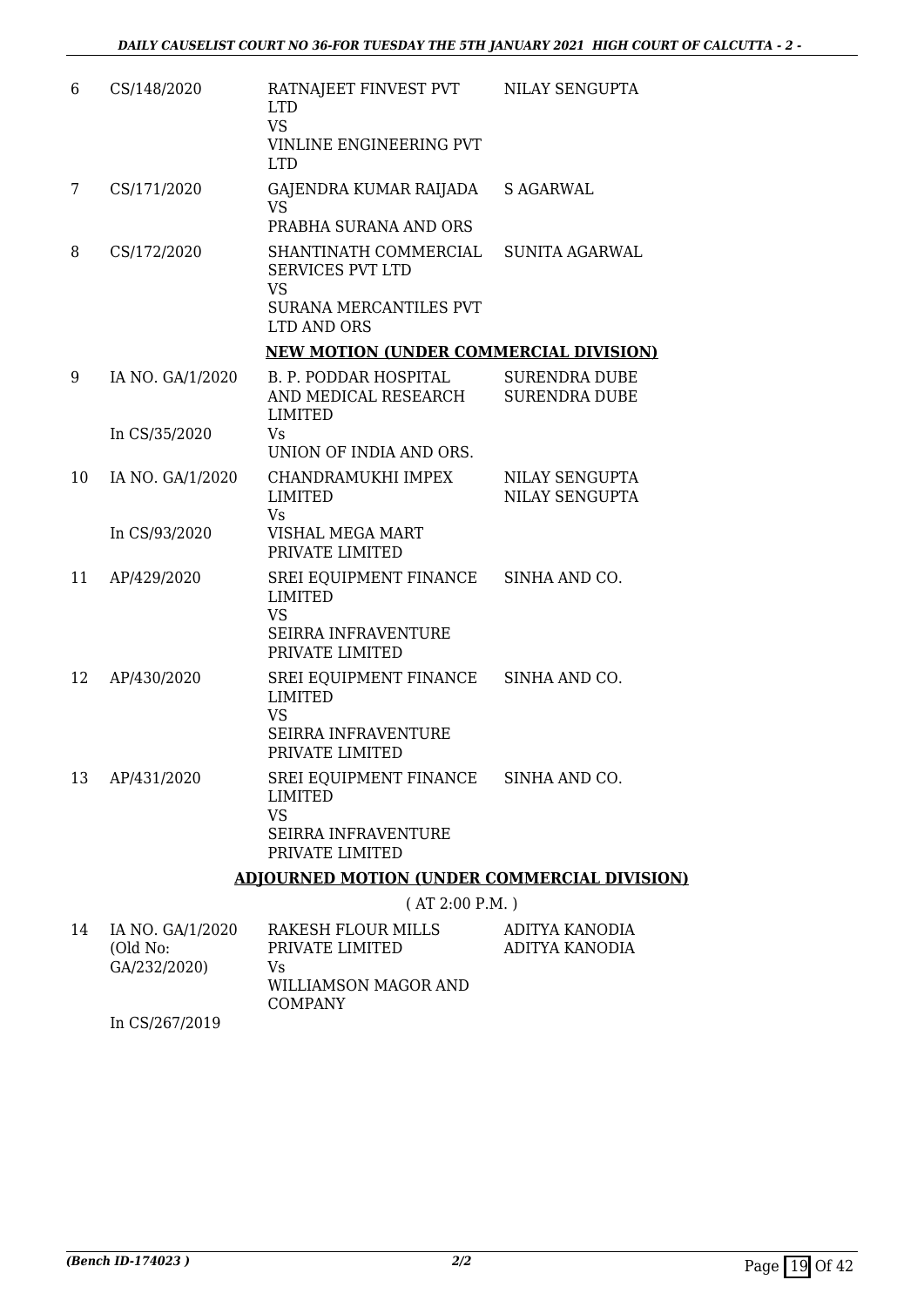| | | | |
|---|---|---|---|
| 6 | CS/148/2020 | RATNAJEET FINVEST PVT LTD<br>VS<br>VINLINE ENGINEERING PVT LTD | NILAY SENGUPTA |
| 7 | CS/171/2020 | GAJENDRA KUMAR RAIJADA<br>VS<br>PRABHA SURANA AND ORS | S AGARWAL |
| 8 | CS/172/2020 | SHANTINATH COMMERCIAL SERVICES PVT LTD<br>VS<br>SURANA MERCANTILES PVT LTD AND ORS | SUNITA AGARWAL |

**NEW MOTION (UNDER COMMERCIAL DIVISION)**

| | | | |
|---|---|---|---|
| 9 | IA NO. GA/1/2020<br><br>In CS/35/2020 | B. P. PODDAR HOSPITAL AND MEDICAL RESEARCH LIMITED<br>Vs<br>UNION OF INDIA AND ORS. | SURENDRA DUBE<br>SURENDRA DUBE |
| 10 | IA NO. GA/1/2020<br><br>In CS/93/2020 | CHANDRAMUKHI IMPEX LIMITED<br>Vs<br>VISHAL MEGA MART PRIVATE LIMITED | NILAY SENGUPTA<br>NILAY SENGUPTA |
| 11 | AP/429/2020 | SREI EQUIPMENT FINANCE LIMITED<br>VS<br>SEIRRA INFRAVENTURE PRIVATE LIMITED | SINHA AND CO. |
| 12 | AP/430/2020 | SREI EQUIPMENT FINANCE LIMITED<br>VS<br>SEIRRA INFRAVENTURE PRIVATE LIMITED | SINHA AND CO. |
| 13 | AP/431/2020 | SREI EQUIPMENT FINANCE LIMITED<br>VS<br>SEIRRA INFRAVENTURE PRIVATE LIMITED | SINHA AND CO. |

**ADJOURNED MOTION (UNDER COMMERCIAL DIVISION)**

( AT 2:00 P.M. )

| | | | |
|---|---|---|---|
| 14 | IA NO. GA/1/2020 (Old No: GA/232/2020)<br><br>In CS/267/2019 | RAKESH FLOUR MILLS PRIVATE LIMITED<br>Vs<br>WILLIAMSON MAGOR AND COMPANY | ADITYA KANODIA<br>ADITYA KANODIA |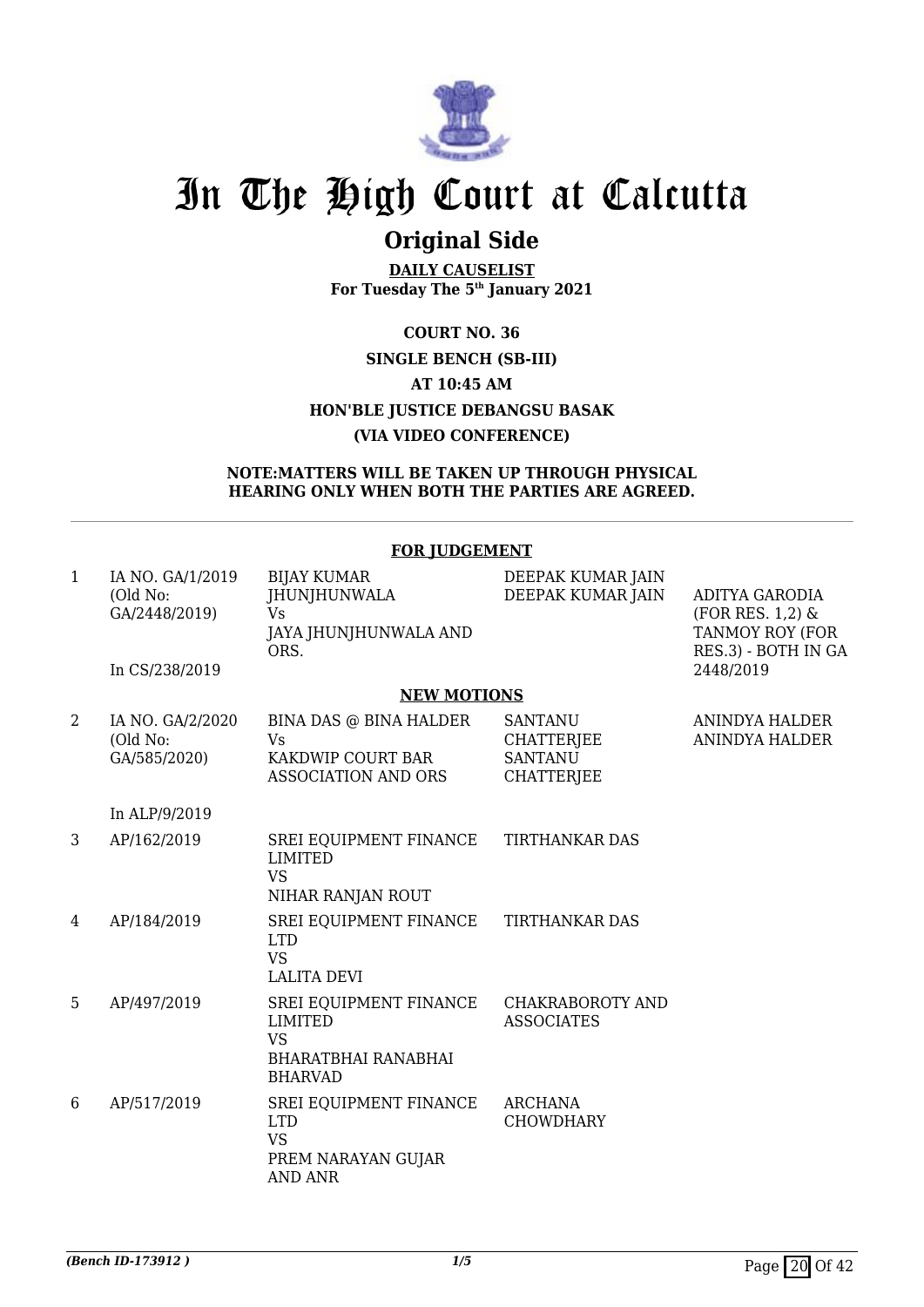# In The High Court at Calcutta

## Original Side

**DAILY CAUSELIST**
**For Tuesday The 5th January 2021**

**COURT NO. 36**
**SINGLE BENCH (SB-III)**
**AT 10:45 AM**
**HON'BLE JUSTICE DEBANGSU BASAK**
**(VIA VIDEO CONFERENCE)**

**NOTE:MATTERS WILL BE TAKEN UP THROUGH PHYSICAL HEARING ONLY WHEN BOTH THE PARTIES ARE AGREED.**

**FOR JUDGEMENT**

| | | | | |
|---|---|---|---|---|
| 1 | IA NO. GA/1/2019 (Old No: GA/2448/2019)<br><br>In CS/238/2019 | BIJAY KUMAR JHUNJHUNWALA<br>Vs<br>JAYA JHUNJHUNWALA AND ORS. | DEEPAK KUMAR JAIN<br>DEEPAK KUMAR JAIN | ADITYA GARODIA (FOR RES. 1,2) & TANMOY ROY (FOR RES.3) - BOTH IN GA 2448/2019 |

**NEW MOTIONS**

| | | | | |
|---|---|---|---|---|
| 2 | IA NO. GA/2/2020 (Old No: GA/585/2020)<br><br>In ALP/9/2019 | BINA DAS @ BINA HALDER<br>Vs<br>KAKDWIP COURT BAR ASSOCIATION AND ORS | SANTANU CHATTERJEE<br>SANTANU CHATTERJEE | ANINDYA HALDER<br>ANINDYA HALDER |
| 3 | AP/162/2019 | SREI EQUIPMENT FINANCE LIMITED<br>VS<br>NIHAR RANJAN ROUT | TIRTHANKAR DAS | |
| 4 | AP/184/2019 | SREI EQUIPMENT FINANCE LTD<br>VS<br>LALITA DEVI | TIRTHANKAR DAS | |
| 5 | AP/497/2019 | SREI EQUIPMENT FINANCE LIMITED<br>VS<br>BHARATBHAI RANABHAI BHARVAD | CHAKRABOROTY AND ASSOCIATES | |
| 6 | AP/517/2019 | SREI EQUIPMENT FINANCE LTD<br>VS<br>PREM NARAYAN GUJAR AND ANR | ARCHANA CHOWDHARY | |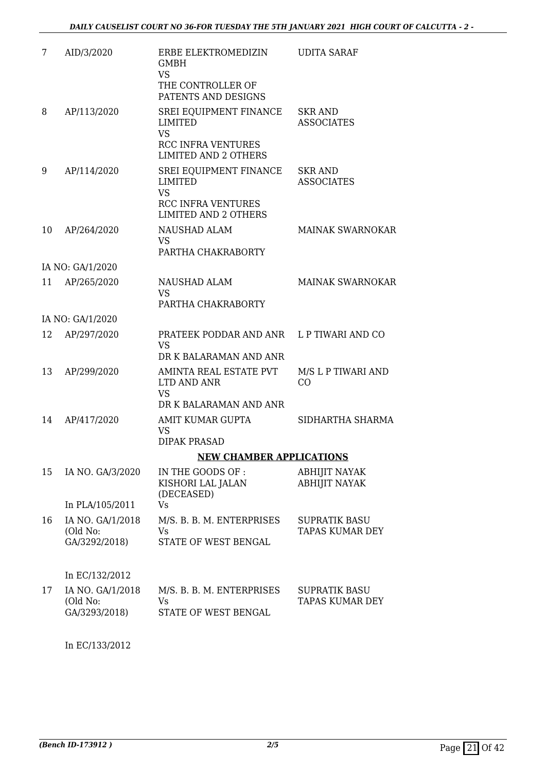| | | | |
|---|---|---|---|
| 7 | AID/3/2020 | ERBE ELEKTROMEDIZIN GMBH<br>VS<br>THE CONTROLLER OF PATENTS AND DESIGNS | UDITA SARAF |
| 8 | AP/113/2020 | SREI EQUIPMENT FINANCE LIMITED<br>VS<br>RCC INFRA VENTURES LIMITED AND 2 OTHERS | SKR AND ASSOCIATES |
| 9 | AP/114/2020 | SREI EQUIPMENT FINANCE LIMITED<br>VS<br>RCC INFRA VENTURES LIMITED AND 2 OTHERS | SKR AND ASSOCIATES |
| 10 | AP/264/2020 | NAUSHAD ALAM<br>VS<br>PARTHA CHAKRABORTY | MAINAK SWARNOKAR |
| | IA NO: GA/1/2020 | | |
| 11 | AP/265/2020 | NAUSHAD ALAM<br>VS<br>PARTHA CHAKRABORTY | MAINAK SWARNOKAR |
| | IA NO: GA/1/2020 | | |
| 12 | AP/297/2020 | PRATEEK PODDAR AND ANR<br>VS<br>DR K BALARAMAN AND ANR | L P TIWARI AND CO |
| 13 | AP/299/2020 | AMINTA REAL ESTATE PVT LTD AND ANR<br>VS<br>DR K BALARAMAN AND ANR | M/S L P TIWARI AND CO |
| 14 | AP/417/2020 | AMIT KUMAR GUPTA<br>VS<br>DIPAK PRASAD | SIDHARTHA SHARMA |

**NEW CHAMBER APPLICATIONS**

| | | | |
|---|---|---|---|
| 15 | IA NO. GA/3/2020<br><br>In PLA/105/2011 | IN THE GOODS OF : KISHORI LAL JALAN (DECEASED)<br>Vs | ABHIJIT NAYAK<br>ABHIJIT NAYAK |
| 16 | IA NO. GA/1/2018 (Old No: GA/3292/2018)<br><br>In EC/132/2012 | M/S. B. B. M. ENTERPRISES<br>Vs<br>STATE OF WEST BENGAL | SUPRATIK BASU<br>TAPAS KUMAR DEY |
| 17 | IA NO. GA/1/2018 (Old No: GA/3293/2018)<br><br>In EC/133/2012 | M/S. B. B. M. ENTERPRISES<br>Vs<br>STATE OF WEST BENGAL | SUPRATIK BASU<br>TAPAS KUMAR DEY |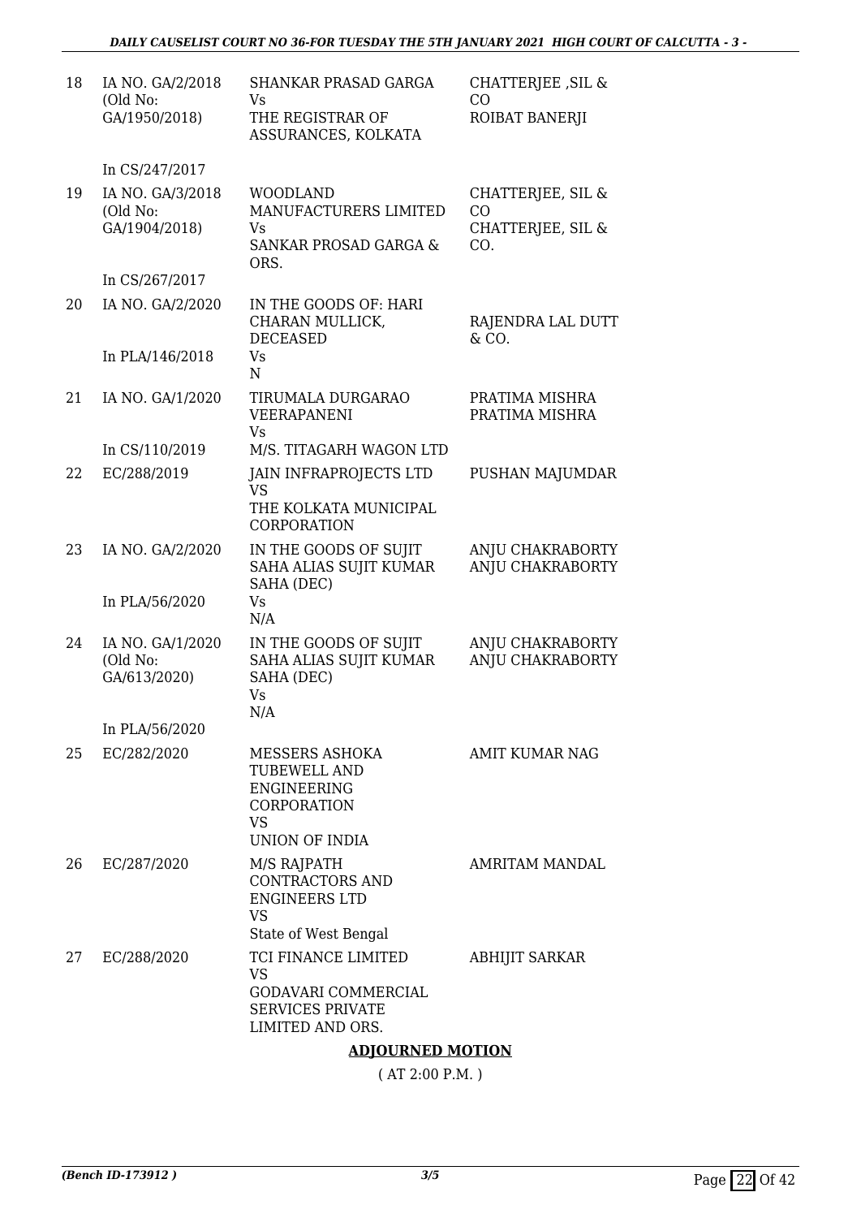| | | | |
|---|---|---|---|
| 18 | IA NO. GA/2/2018 (Old No: GA/1950/2018) | SHANKAR PRASAD GARGA Vs THE REGISTRAR OF ASSURANCES, KOLKATA | CHATTERJEE ,SIL & CO ROIBAT BANERJI |
| | In CS/247/2017 | | |
| 19 | IA NO. GA/3/2018 (Old No: GA/1904/2018) | WOODLAND MANUFACTURERS LIMITED Vs SANKAR PROSAD GARGA & ORS. | CHATTERJEE, SIL & CO CHATTERJEE, SIL & CO. |
| | In CS/267/2017 | | |
| 20 | IA NO. GA/2/2020 | IN THE GOODS OF: HARI CHARAN MULLICK, DECEASED | RAJENDRA LAL DUTT & CO. |
| | In PLA/146/2018 | Vs N | |
| 21 | IA NO. GA/1/2020 | TIRUMALA DURGARAO VEERAPANENI Vs | PRATIMA MISHRA PRATIMA MISHRA |
| | In CS/110/2019 | M/S. TITAGARH WAGON LTD | |
| 22 | EC/288/2019 | JAIN INFRAPROJECTS LTD VS THE KOLKATA MUNICIPAL CORPORATION | PUSHAN MAJUMDAR |
| 23 | IA NO. GA/2/2020 | IN THE GOODS OF SUJIT SAHA ALIAS SUJIT KUMAR SAHA (DEC) | ANJU CHAKRABORTY ANJU CHAKRABORTY |
| | In PLA/56/2020 | Vs N/A | |
| 24 | IA NO. GA/1/2020 (Old No: GA/613/2020) | IN THE GOODS OF SUJIT SAHA ALIAS SUJIT KUMAR SAHA (DEC) Vs N/A | ANJU CHAKRABORTY ANJU CHAKRABORTY |
| | In PLA/56/2020 | | |
| 25 | EC/282/2020 | MESSERS ASHOKA TUBEWELL AND ENGINEERING CORPORATION VS UNION OF INDIA | AMIT KUMAR NAG |
| 26 | EC/287/2020 | M/S RAJPATH CONTRACTORS AND ENGINEERS LTD VS State of West Bengal | AMRITAM MANDAL |
| 27 | EC/288/2020 | TCI FINANCE LIMITED VS GODAVARI COMMERCIAL SERVICES PRIVATE LIMITED AND ORS. | ABHIJIT SARKAR |

**ADJOURNED MOTION**

( AT 2:00 P.M. )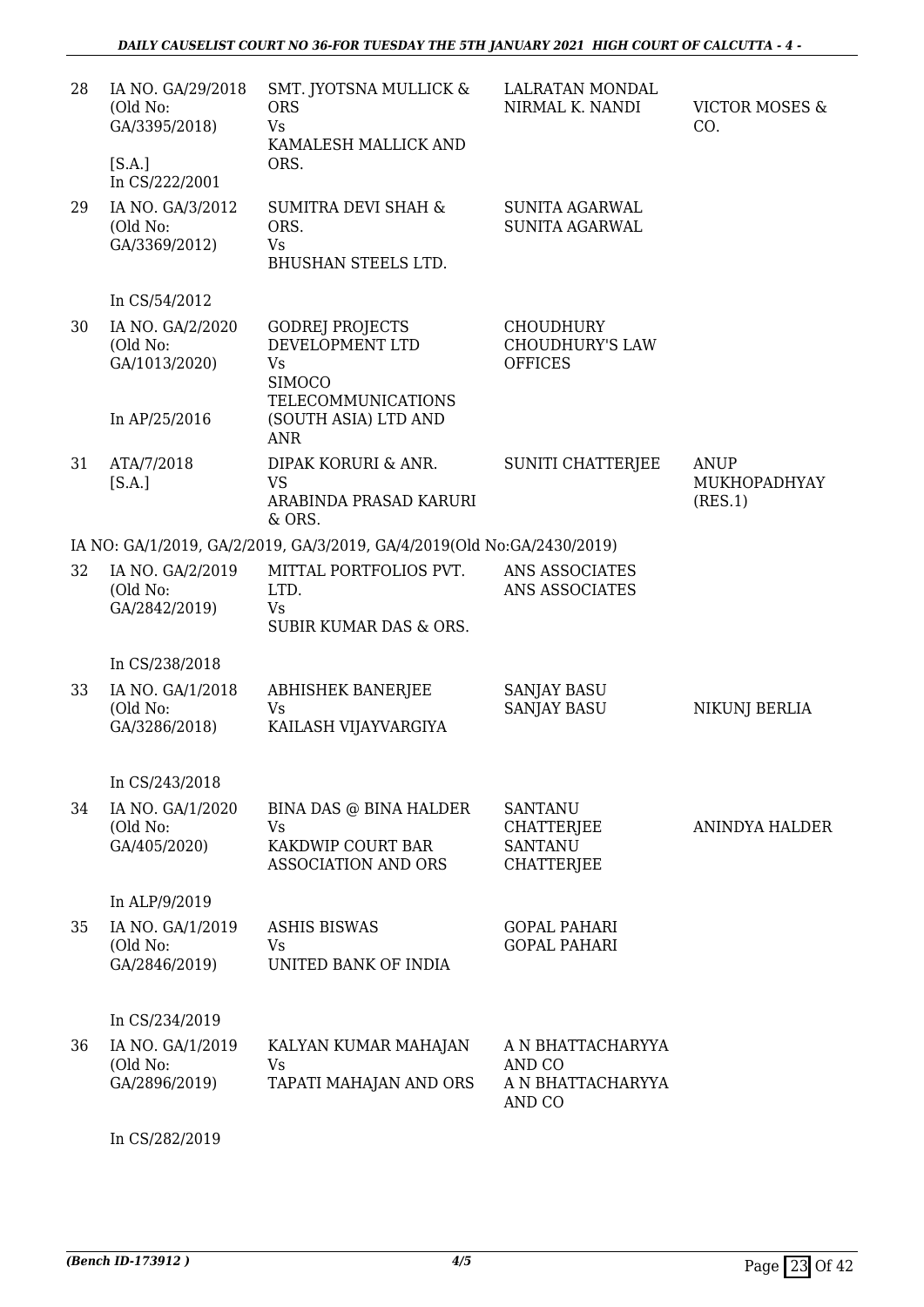| | | | | |
|---|---|---|---|---|
| 28 | IA NO. GA/29/2018 (Old No: GA/3395/2018) [S.A.] In CS/222/2001 | SMT. JYOTSNA MULLICK & ORS Vs KAMALESH MALLICK AND ORS. | LALRATAN MONDAL NIRMAL K. NANDI | VICTOR MOSES & CO. |
| 29 | IA NO. GA/3/2012 (Old No: GA/3369/2012) In CS/54/2012 | SUMITRA DEVI SHAH & ORS. Vs BHUSHAN STEELS LTD. | SUNITA AGARWAL SUNITA AGARWAL | |
| 30 | IA NO. GA/2/2020 (Old No: GA/1013/2020) In AP/25/2016 | GODREJ PROJECTS DEVELOPMENT LTD Vs SIMOCO TELECOMMUNICATIONS (SOUTH ASIA) LTD AND ANR | CHOUDHURY CHOUDHURY'S LAW OFFICES | |
| 31 | ATA/7/2018 [S.A.] | DIPAK KORURI & ANR. VS ARABINDA PRASAD KARURI & ORS. | SUNITI CHATTERJEE | ANUP MUKHOPADHYAY (RES.1) |

IA NO: GA/1/2019, GA/2/2019, GA/3/2019, GA/4/2019(Old No:GA/2430/2019)

| | | | | |
|---|---|---|---|---|
| 32 | IA NO. GA/2/2019 (Old No: GA/2842/2019) In CS/238/2018 | MITTAL PORTFOLIOS PVT. LTD. Vs SUBIR KUMAR DAS & ORS. | ANS ASSOCIATES ANS ASSOCIATES | |
| 33 | IA NO. GA/1/2018 (Old No: GA/3286/2018) In CS/243/2018 | ABHISHEK BANERJEE Vs KAILASH VIJAYVARGIYA | SANJAY BASU SANJAY BASU | NIKUNJ BERLIA |
| 34 | IA NO. GA/1/2020 (Old No: GA/405/2020) In ALP/9/2019 | BINA DAS @ BINA HALDER Vs KAKDWIP COURT BAR ASSOCIATION AND ORS | SANTANU CHATTERJEE SANTANU CHATTERJEE | ANINDYA HALDER |
| 35 | IA NO. GA/1/2019 (Old No: GA/2846/2019) In CS/234/2019 | ASHIS BISWAS Vs UNITED BANK OF INDIA | GOPAL PAHARI GOPAL PAHARI | |
| 36 | IA NO. GA/1/2019 (Old No: GA/2896/2019) In CS/282/2019 | KALYAN KUMAR MAHAJAN Vs TAPATI MAHAJAN AND ORS | A N BHATTACHARYYA AND CO A N BHATTACHARYYA AND CO | |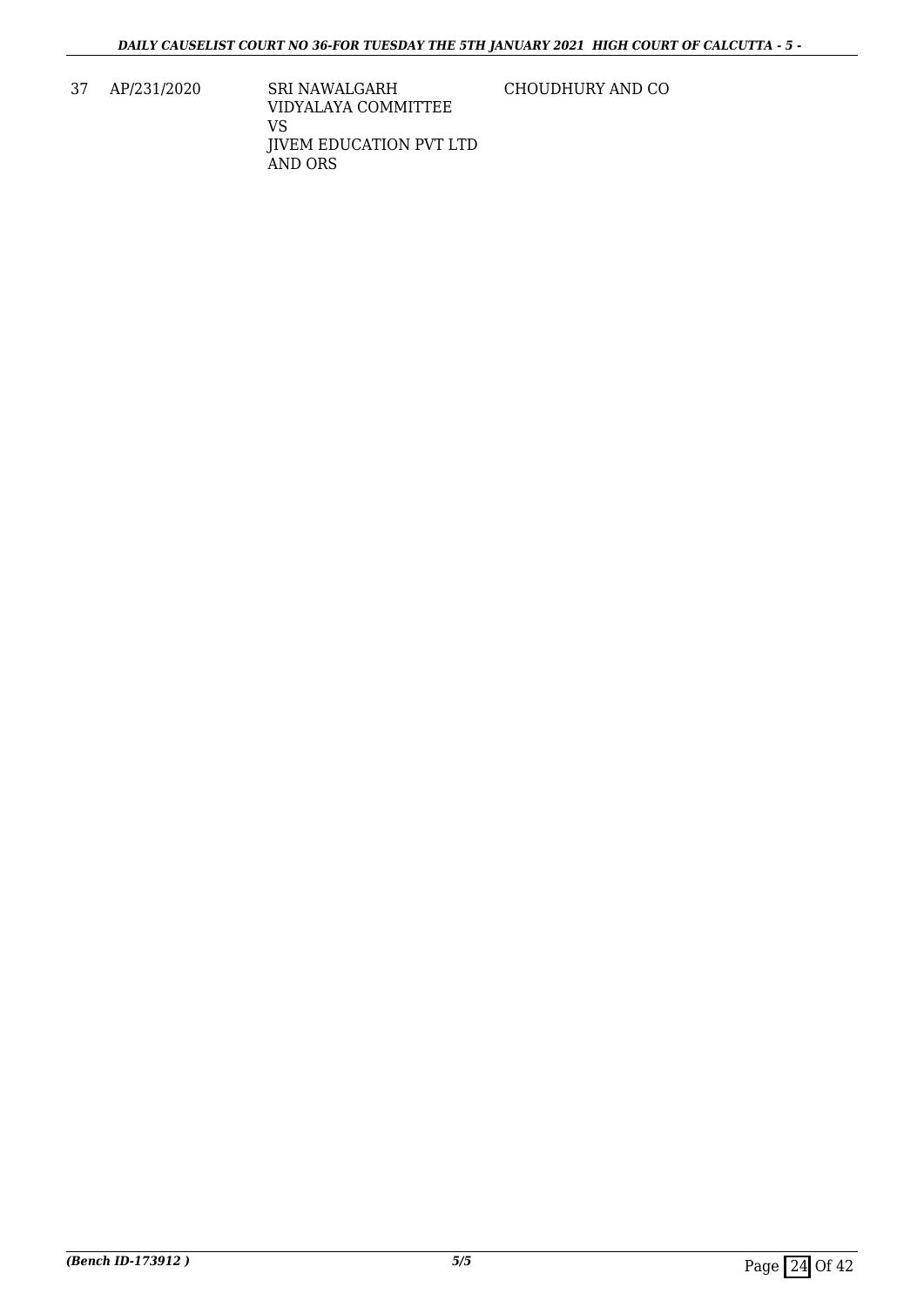| 37 | AP/231/2020 | SRI NAWALGARH VIDYALAYA COMMITTEE VS JIVEM EDUCATION PVT LTD AND ORS | CHOUDHURY AND CO |
|---|---|---|---|

*(Bench ID-173912 )*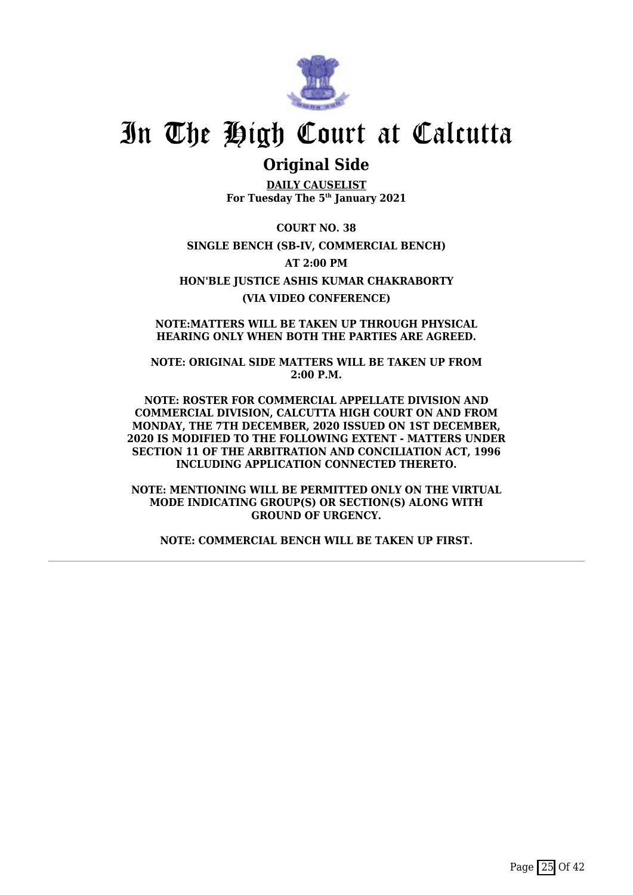# In The High Court at Calcutta

## Original Side

**DAILY CAUSELIST**
**For Tuesday The 5th January 2021**

**COURT NO. 38**

**SINGLE BENCH (SB-IV, COMMERCIAL BENCH)**

**AT 2:00 PM**

**HON'BLE JUSTICE ASHIS KUMAR CHAKRABORTY**

**(VIA VIDEO CONFERENCE)**

**NOTE:MATTERS WILL BE TAKEN UP THROUGH PHYSICAL HEARING ONLY WHEN BOTH THE PARTIES ARE AGREED.**

**NOTE: ORIGINAL SIDE MATTERS WILL BE TAKEN UP FROM 2:00 P.M.**

**NOTE: ROSTER FOR COMMERCIAL APPELLATE DIVISION AND COMMERCIAL DIVISION, CALCUTTA HIGH COURT ON AND FROM MONDAY, THE 7TH DECEMBER, 2020 ISSUED ON 1ST DECEMBER, 2020 IS MODIFIED TO THE FOLLOWING EXTENT - MATTERS UNDER SECTION 11 OF THE ARBITRATION AND CONCILIATION ACT, 1996 INCLUDING APPLICATION CONNECTED THERETO.**

**NOTE: MENTIONING WILL BE PERMITTED ONLY ON THE VIRTUAL MODE INDICATING GROUP(S) OR SECTION(S) ALONG WITH GROUND OF URGENCY.**

**NOTE: COMMERCIAL BENCH WILL BE TAKEN UP FIRST.**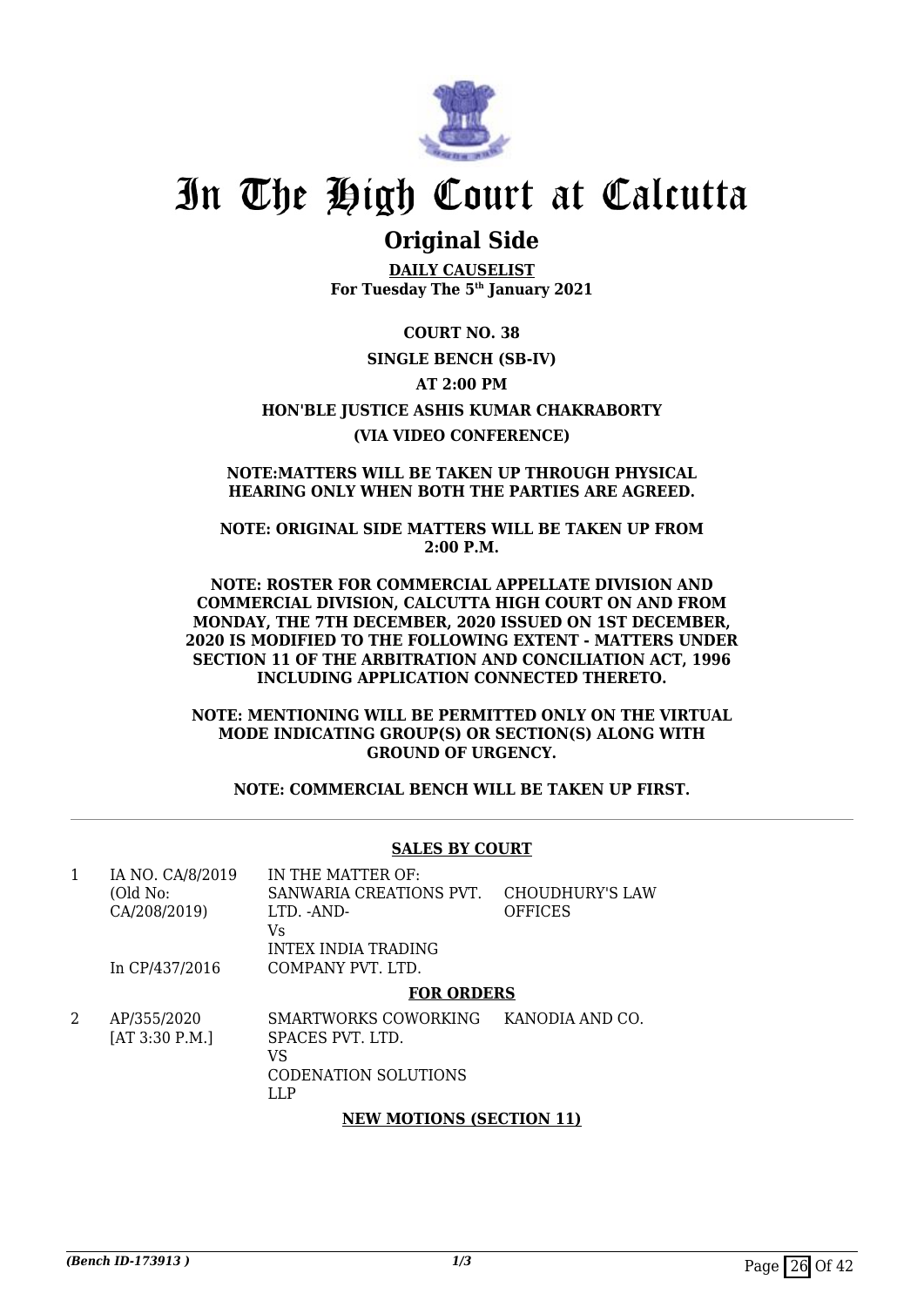# In The High Court at Calcutta

## Original Side

**DAILY CAUSELIST**
**For Tuesday The 5th January 2021**

**COURT NO. 38**

**SINGLE BENCH (SB-IV)**

**AT 2:00 PM**

**HON'BLE JUSTICE ASHIS KUMAR CHAKRABORTY**

**(VIA VIDEO CONFERENCE)**

**NOTE:MATTERS WILL BE TAKEN UP THROUGH PHYSICAL HEARING ONLY WHEN BOTH THE PARTIES ARE AGREED.**

**NOTE: ORIGINAL SIDE MATTERS WILL BE TAKEN UP FROM 2:00 P.M.**

**NOTE: ROSTER FOR COMMERCIAL APPELLATE DIVISION AND COMMERCIAL DIVISION, CALCUTTA HIGH COURT ON AND FROM MONDAY, THE 7TH DECEMBER, 2020 ISSUED ON 1ST DECEMBER, 2020 IS MODIFIED TO THE FOLLOWING EXTENT - MATTERS UNDER SECTION 11 OF THE ARBITRATION AND CONCILIATION ACT, 1996 INCLUDING APPLICATION CONNECTED THERETO.**

**NOTE: MENTIONING WILL BE PERMITTED ONLY ON THE VIRTUAL MODE INDICATING GROUP(S) OR SECTION(S) ALONG WITH GROUND OF URGENCY.**

**NOTE: COMMERCIAL BENCH WILL BE TAKEN UP FIRST.**

### SALES BY COURT

| | | | |
|---|---|---|---|
| 1 | IA NO. CA/8/2019 (Old No: CA/208/2019) In CP/437/2016 | IN THE MATTER OF: SANWARIA CREATIONS PVT. LTD. -AND- Vs INTEX INDIA TRADING COMPANY PVT. LTD. | CHOUDHURY'S LAW OFFICES |

### FOR ORDERS

| | | | |
|---|---|---|---|
| 2 | AP/355/2020 [AT 3:30 P.M.] | SMARTWORKS COWORKING SPACES PVT. LTD. VS CODENATION SOLUTIONS LLP | KANODIA AND CO. |

### NEW MOTIONS (SECTION 11)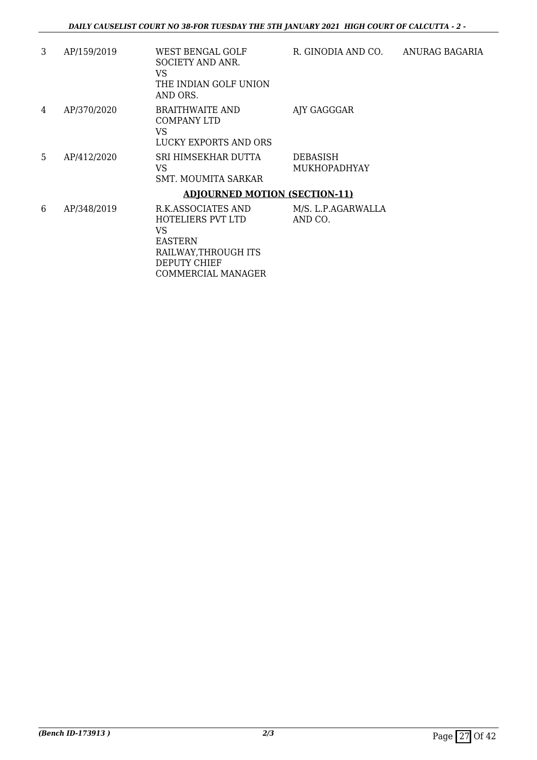| | | | | |
|---|---|---|---|---|
| 3 | AP/159/2019 | WEST BENGAL GOLF SOCIETY AND ANR.<br>VS<br>THE INDIAN GOLF UNION AND ORS. | R. GINODIA AND CO. | ANURAG BAGARIA |
| 4 | AP/370/2020 | BRAITHWAITE AND COMPANY LTD<br>VS<br>LUCKY EXPORTS AND ORS | AJY GAGGGAR | |
| 5 | AP/412/2020 | SRI HIMSEKHAR DUTTA<br>VS<br>SMT. MOUMITA SARKAR | DEBASISH MUKHOPADHYAY | |

**ADJOURNED MOTION (SECTION-11)**

| | | | | |
|---|---|---|---|---|
| 6 | AP/348/2019 | R.K.ASSOCIATES AND HOTELIERS PVT LTD<br>VS<br>EASTERN RAILWAY,THROUGH ITS DEPUTY CHIEF COMMERCIAL MANAGER | M/S. L.P.AGARWALLA AND CO. | |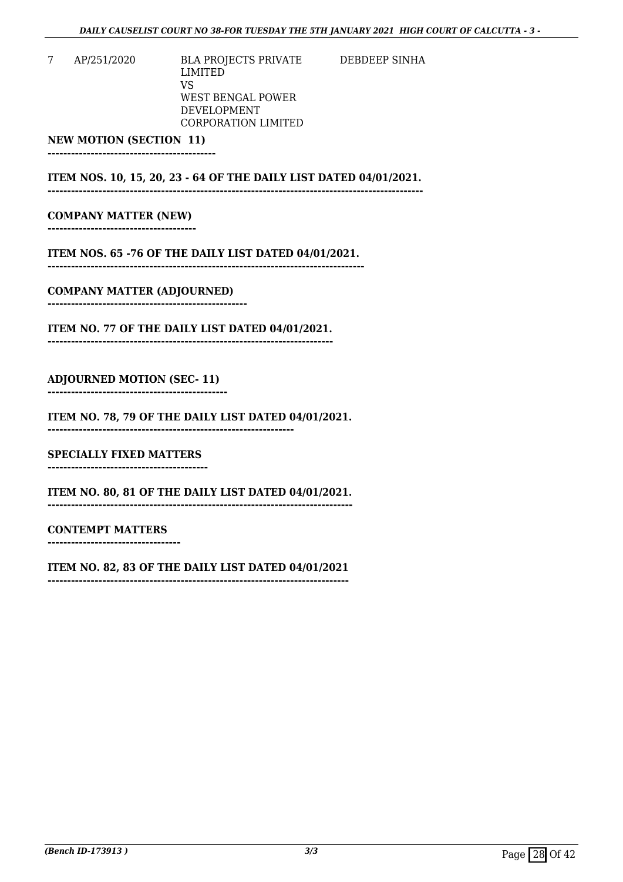| 7 | AP/251/2020 | BLA PROJECTS PRIVATE LIMITED<br>VS<br>WEST BENGAL POWER DEVELOPMENT CORPORATION LIMITED | DEBDEEP SINHA |
|---|---|---|---|

**NEW MOTION (SECTION 11)**

**------------------------------------------**

**ITEM NOS. 10, 15, 20, 23 - 64 OF THE DAILY LIST DATED 04/01/2021.**

**------------------------------------------------------------------------------------------**

**COMPANY MATTER (NEW)**

**-------------------------------------**

**ITEM NOS. 65 -76 OF THE DAILY LIST DATED 04/01/2021.**

**------------------------------------------------------------------------------**

**COMPANY MATTER (ADJOURNED)**

**--------------------------------------------------**

**ITEM NO. 77 OF THE DAILY LIST DATED 04/01/2021.**

**----------------------------------------------------------------------**

**ADJOURNED MOTION (SEC- 11)**

**---------------------------------------------**

**ITEM NO. 78, 79 OF THE DAILY LIST DATED 04/01/2021.**

**--------------------------------------------------------------**

**SPECIALLY FIXED MATTERS**

**----------------------------------------**

**ITEM NO. 80, 81 OF THE DAILY LIST DATED 04/01/2021.**

**--------------------------------------------------------------------------**

**CONTEMPT MATTERS**

**---------------------------------**

**ITEM NO. 82, 83 OF THE DAILY LIST DATED 04/01/2021**

**-------------------------------------------------------------------------**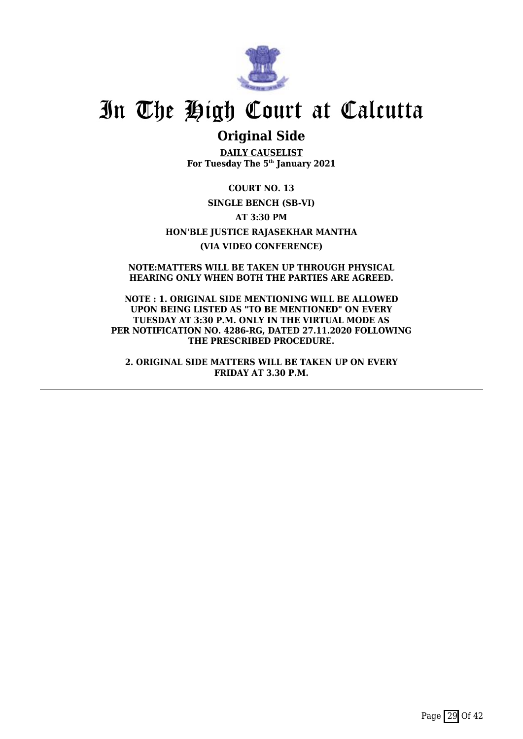# In The High Court at Calcutta

## Original Side

**DAILY CAUSELIST**
**For Tuesday The 5th January 2021**

**COURT NO. 13**

**SINGLE BENCH (SB-VI)**

**AT 3:30 PM**

**HON'BLE JUSTICE RAJASEKHAR MANTHA**

**(VIA VIDEO CONFERENCE)**

**NOTE:MATTERS WILL BE TAKEN UP THROUGH PHYSICAL HEARING ONLY WHEN BOTH THE PARTIES ARE AGREED.**

**NOTE : 1. ORIGINAL SIDE MENTIONING WILL BE ALLOWED UPON BEING LISTED AS "TO BE MENTIONED" ON EVERY TUESDAY AT 3:30 P.M. ONLY IN THE VIRTUAL MODE AS PER NOTIFICATION NO. 4286-RG, DATED 27.11.2020 FOLLOWING THE PRESCRIBED PROCEDURE.**

**2. ORIGINAL SIDE MATTERS WILL BE TAKEN UP ON EVERY FRIDAY AT 3.30 P.M.**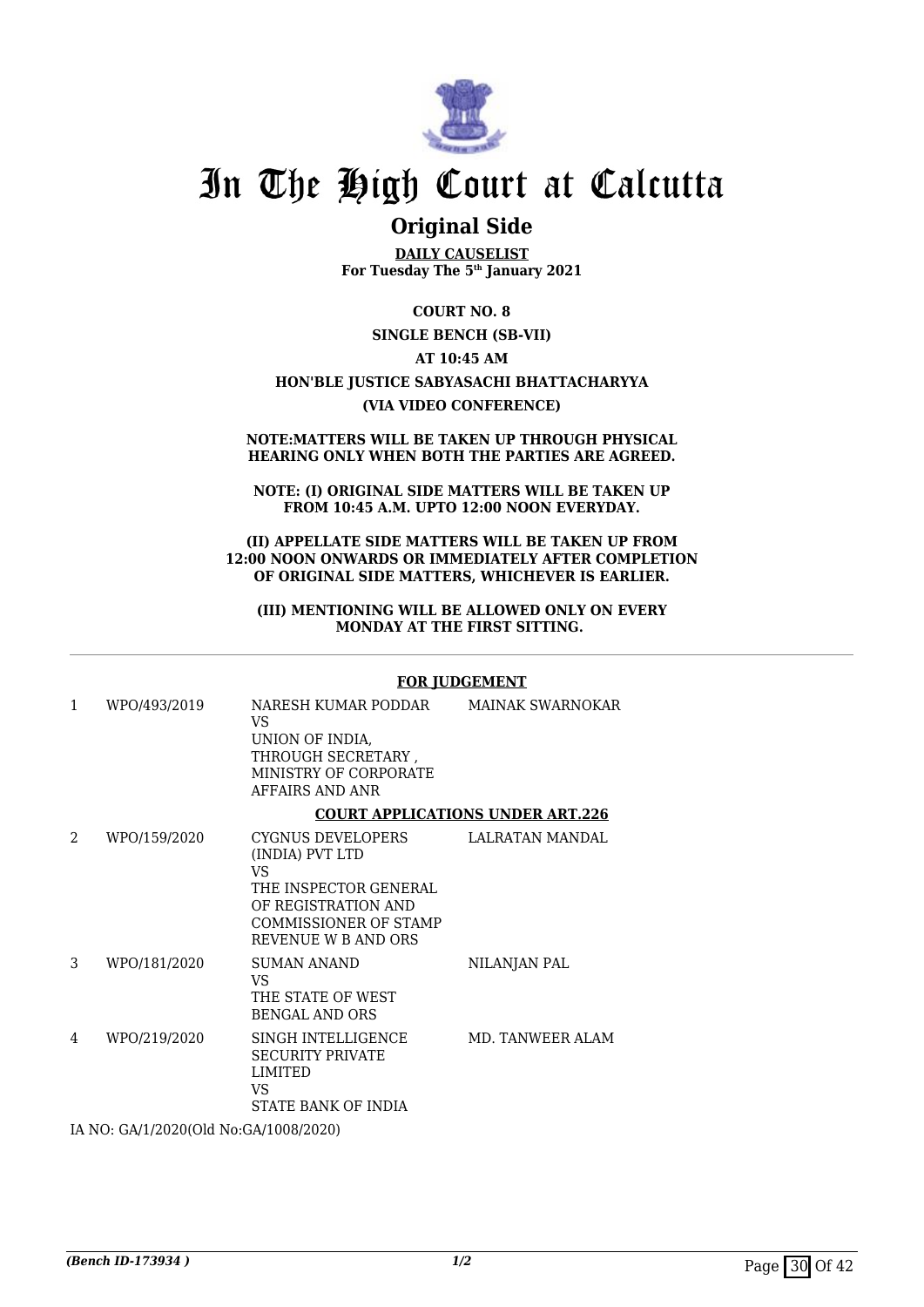# In The High Court at Calcutta

## Original Side

**DAILY CAUSELIST**
**For Tuesday The 5th January 2021**

**COURT NO. 8**

**SINGLE BENCH (SB-VII)**

**AT 10:45 AM**

**HON'BLE JUSTICE SABYASACHI BHATTACHARYYA**

**(VIA VIDEO CONFERENCE)**

**NOTE:MATTERS WILL BE TAKEN UP THROUGH PHYSICAL HEARING ONLY WHEN BOTH THE PARTIES ARE AGREED.**

**NOTE: (I) ORIGINAL SIDE MATTERS WILL BE TAKEN UP FROM 10:45 A.M. UPTO 12:00 NOON EVERYDAY.**

**(II) APPELLATE SIDE MATTERS WILL BE TAKEN UP FROM 12:00 NOON ONWARDS OR IMMEDIATELY AFTER COMPLETION OF ORIGINAL SIDE MATTERS, WHICHEVER IS EARLIER.**

**(III) MENTIONING WILL BE ALLOWED ONLY ON EVERY MONDAY AT THE FIRST SITTING.**

**FOR JUDGEMENT**

| | | | |
|---|---|---|---|
| 1 | WPO/493/2019 | NARESH KUMAR PODDAR VS UNION OF INDIA, THROUGH SECRETARY , MINISTRY OF CORPORATE AFFAIRS AND ANR | MAINAK SWARNOKAR |

**COURT APPLICATIONS UNDER ART.226**

| | | | |
|---|---|---|---|
| 2 | WPO/159/2020 | CYGNUS DEVELOPERS (INDIA) PVT LTD VS THE INSPECTOR GENERAL OF REGISTRATION AND COMMISSIONER OF STAMP REVENUE W B AND ORS | LALRATAN MANDAL |
| 3 | WPO/181/2020 | SUMAN ANAND VS THE STATE OF WEST BENGAL AND ORS | NILANJAN PAL |
| 4 | WPO/219/2020 | SINGH INTELLIGENCE SECURITY PRIVATE LIMITED VS STATE BANK OF INDIA | MD. TANWEER ALAM |

IA NO: GA/1/2020(Old No:GA/1008/2020)

*(Bench ID-173934 )* 1/2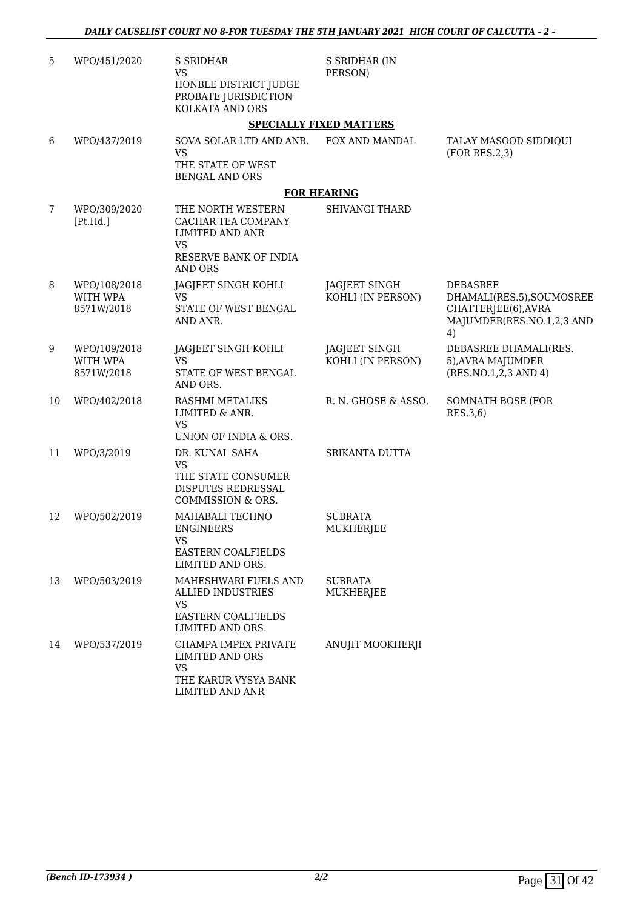| | | | | |
|---|---|---|---|---|
| 5 | WPO/451/2020 | S SRIDHAR<br>VS<br>HONBLE DISTRICT JUDGE PROBATE JURISDICTION KOLKATA AND ORS | S SRIDHAR (IN PERSON) | |

**SPECIALLY FIXED MATTERS**

| | | | | |
|---|---|---|---|---|
| 6 | WPO/437/2019 | SOVA SOLAR LTD AND ANR.<br>VS<br>THE STATE OF WEST BENGAL AND ORS | FOX AND MANDAL | TALAY MASOOD SIDDIQUI (FOR RES.2,3) |

**FOR HEARING**

| | | | | |
|---|---|---|---|---|
| 7 | WPO/309/2020 [Pt.Hd.] | THE NORTH WESTERN CACHAR TEA COMPANY LIMITED AND ANR<br>VS<br>RESERVE BANK OF INDIA AND ORS | SHIVANGI THARD | |
| 8 | WPO/108/2018 WITH WPA 8571W/2018 | JAGJEET SINGH KOHLI<br>VS<br>STATE OF WEST BENGAL AND ANR. | JAGJEET SINGH KOHLI (IN PERSON) | DEBASREE DHAMALI(RES.5),SOUMOSREE CHATTERJEE(6),AVRA MAJUMDER(RES.NO.1,2,3 AND 4) |
| 9 | WPO/109/2018 WITH WPA 8571W/2018 | JAGJEET SINGH KOHLI<br>VS<br>STATE OF WEST BENGAL AND ORS. | JAGJEET SINGH KOHLI (IN PERSON) | DEBASREE DHAMALI(RES. 5),AVRA MAJUMDER (RES.NO.1,2,3 AND 4) |
| 10 | WPO/402/2018 | RASHMI METALIKS LIMITED & ANR.<br>VS<br>UNION OF INDIA & ORS. | R. N. GHOSE & ASSO. | SOMNATH BOSE (FOR RES.3,6) |
| 11 | WPO/3/2019 | DR. KUNAL SAHA<br>VS<br>THE STATE CONSUMER DISPUTES REDRESSAL COMMISSION & ORS. | SRIKANTA DUTTA | |
| 12 | WPO/502/2019 | MAHABALI TECHNO ENGINEERS<br>VS<br>EASTERN COALFIELDS LIMITED AND ORS. | SUBRATA MUKHERJEE | |
| 13 | WPO/503/2019 | MAHESHWARI FUELS AND ALLIED INDUSTRIES<br>VS<br>EASTERN COALFIELDS LIMITED AND ORS. | SUBRATA MUKHERJEE | |
| 14 | WPO/537/2019 | CHAMPA IMPEX PRIVATE LIMITED AND ORS<br>VS<br>THE KARUR VYSYA BANK LIMITED AND ANR | ANUJIT MOOKHERJI | |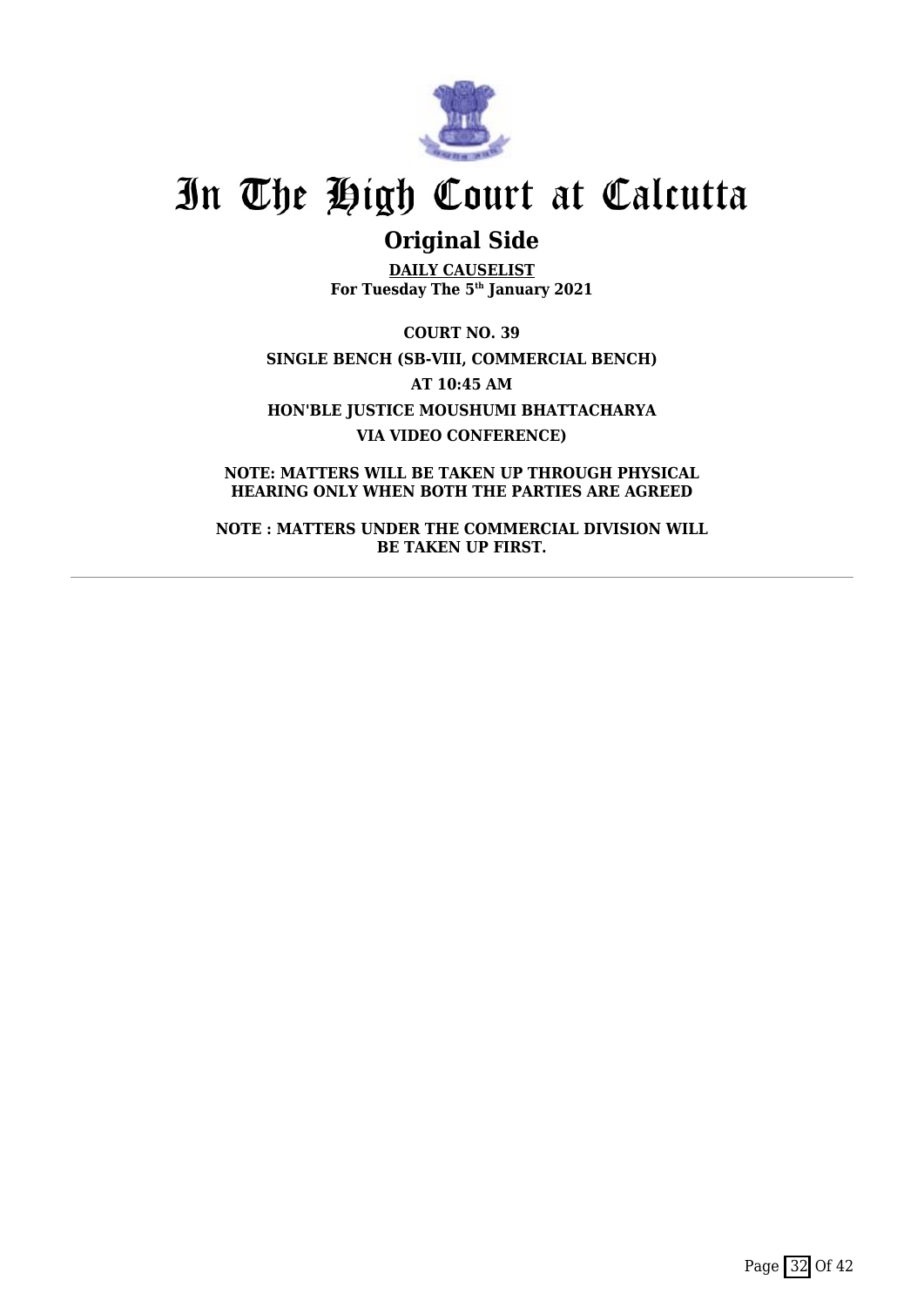# In The High Court at Calcutta

## Original Side

**DAILY CAUSELIST**
**For Tuesday The 5th January 2021**

**COURT NO. 39**

**SINGLE BENCH (SB-VIII, COMMERCIAL BENCH)**

**AT 10:45 AM**

**HON'BLE JUSTICE MOUSHUMI BHATTACHARYA**

**VIA VIDEO CONFERENCE)**

**NOTE: MATTERS WILL BE TAKEN UP THROUGH PHYSICAL HEARING ONLY WHEN BOTH THE PARTIES ARE AGREED**

**NOTE : MATTERS UNDER THE COMMERCIAL DIVISION WILL BE TAKEN UP FIRST.**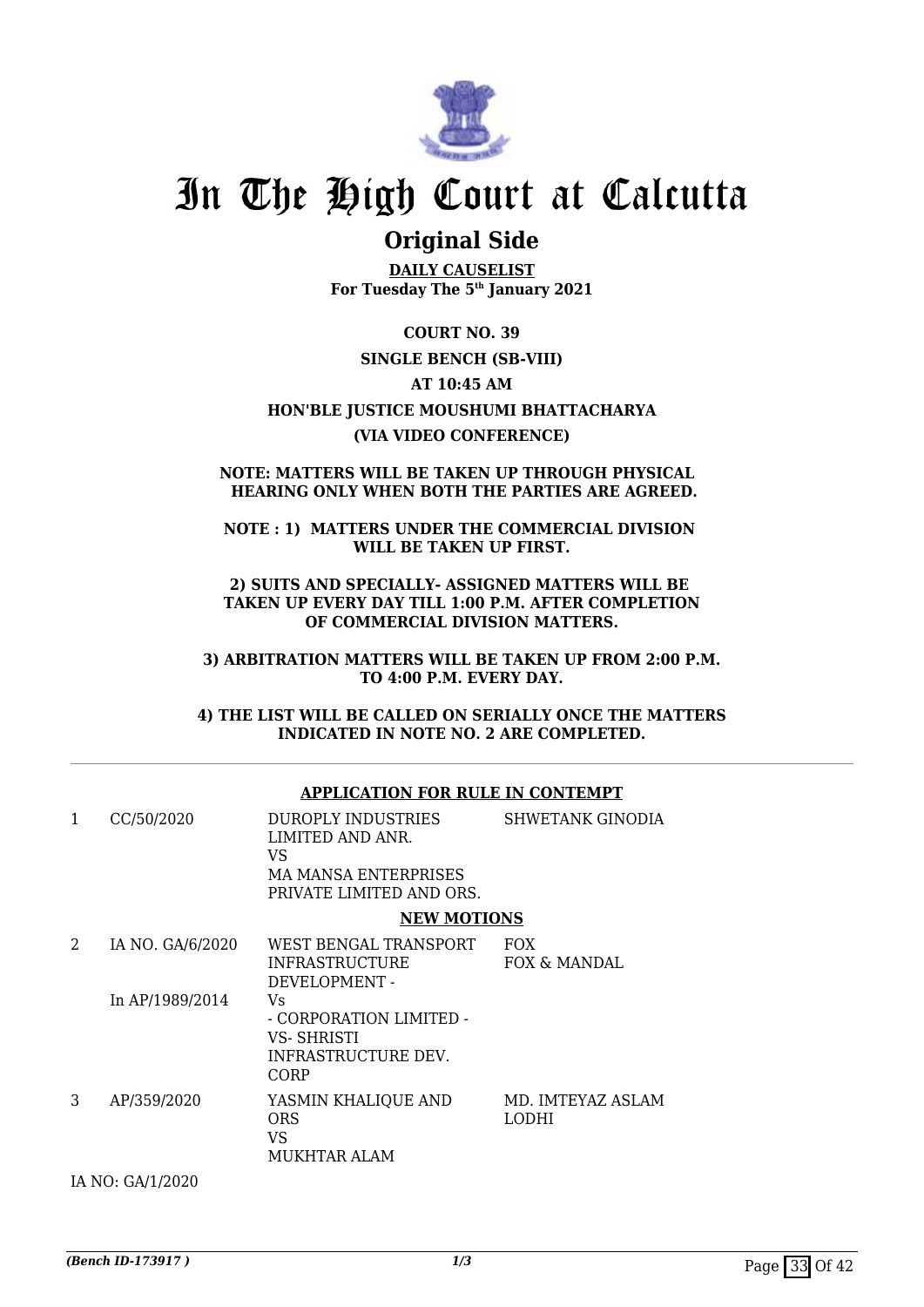# In The High Court at Calcutta

## Original Side

**DAILY CAUSELIST**
**For Tuesday The 5th January 2021**

**COURT NO. 39**

**SINGLE BENCH (SB-VIII)**

**AT 10:45 AM**

**HON'BLE JUSTICE MOUSHUMI BHATTACHARYA**

**(VIA VIDEO CONFERENCE)**

**NOTE: MATTERS WILL BE TAKEN UP THROUGH PHYSICAL HEARING ONLY WHEN BOTH THE PARTIES ARE AGREED.**

**NOTE : 1) MATTERS UNDER THE COMMERCIAL DIVISION WILL BE TAKEN UP FIRST.**

**2) SUITS AND SPECIALLY- ASSIGNED MATTERS WILL BE TAKEN UP EVERY DAY TILL 1:00 P.M. AFTER COMPLETION OF COMMERCIAL DIVISION MATTERS.**

**3) ARBITRATION MATTERS WILL BE TAKEN UP FROM 2:00 P.M. TO 4:00 P.M. EVERY DAY.**

**4) THE LIST WILL BE CALLED ON SERIALLY ONCE THE MATTERS INDICATED IN NOTE NO. 2 ARE COMPLETED.**

---

**APPLICATION FOR RULE IN CONTEMPT**

| | | | |
|---|---|---|---|
| 1 | CC/50/2020 | DUROPLY INDUSTRIES LIMITED AND ANR.<br>VS<br>MA MANSA ENTERPRISES PRIVATE LIMITED AND ORS. | SHWETANK GINODIA |

**NEW MOTIONS**

| | | | |
|---|---|---|---|
| 2 | IA NO. GA/6/2020<br><br>In AP/1989/2014 | WEST BENGAL TRANSPORT INFRASTRUCTURE DEVELOPMENT -<br>Vs<br>- CORPORATION LIMITED -<br>VS- SHRISTI INFRASTRUCTURE DEV. CORP | FOX<br>FOX & MANDAL |
| 3 | AP/359/2020 | YASMIN KHALIQUE AND ORS<br>VS<br>MUKHTAR ALAM | MD. IMTEYAZ ASLAM LODHI |

IA NO: GA/1/2020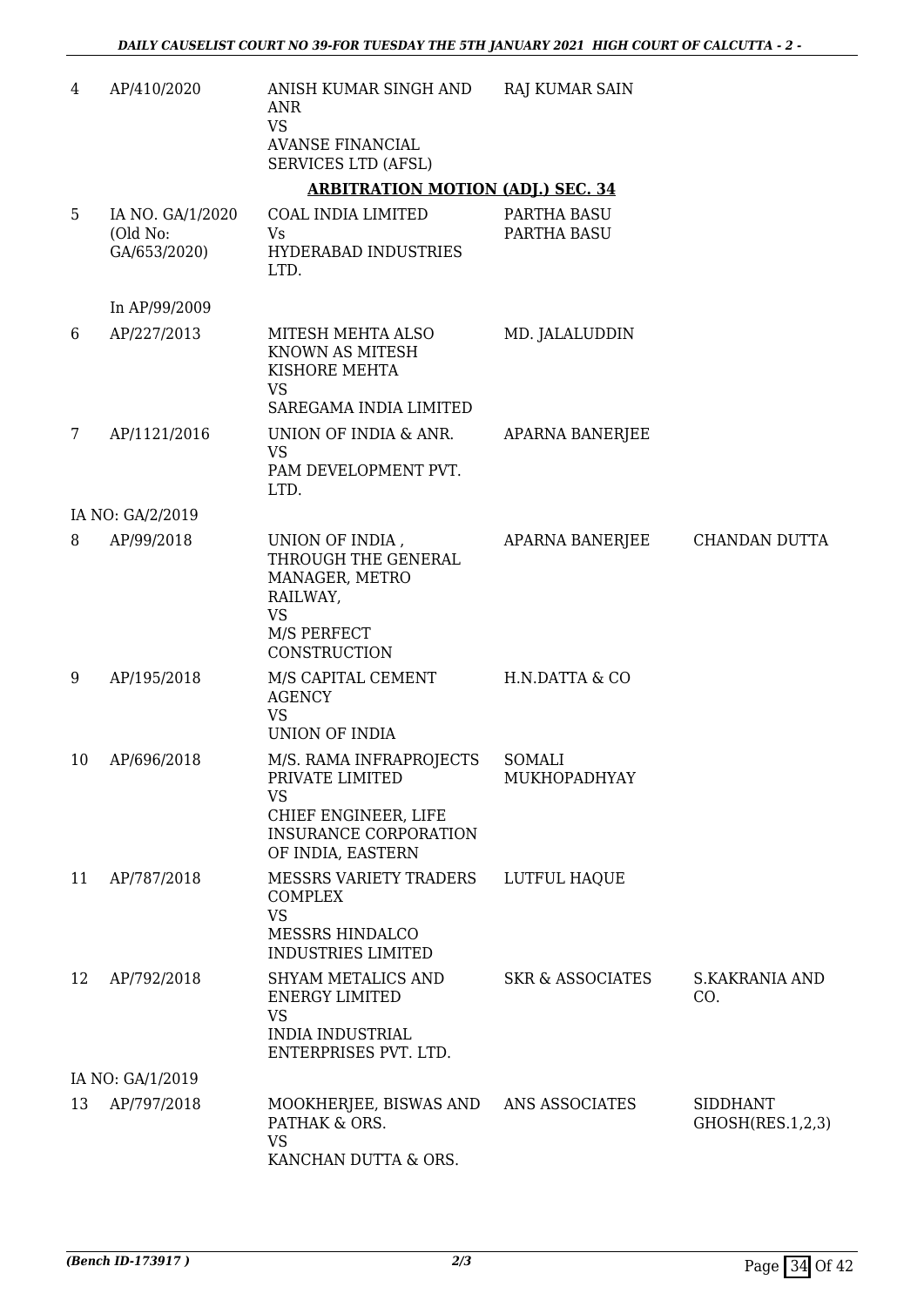| | | | | |
|---|---|---|---|---|
| 4 | AP/410/2020 | ANISH KUMAR SINGH AND ANR<br>VS<br>AVANSE FINANCIAL SERVICES LTD (AFSL) | RAJ KUMAR SAIN | |

**ARBITRATION MOTION (ADJ.) SEC. 34**

| | | | | |
|---|---|---|---|---|
| 5 | IA NO. GA/1/2020 (Old No: GA/653/2020)<br><br>In AP/99/2009 | COAL INDIA LIMITED<br>Vs<br>HYDERABAD INDUSTRIES LTD. | PARTHA BASU<br>PARTHA BASU | |
| 6 | AP/227/2013 | MITESH MEHTA ALSO KNOWN AS MITESH KISHORE MEHTA<br>VS<br>SAREGAMA INDIA LIMITED | MD. JALALUDDIN | |
| 7 | AP/1121/2016 | UNION OF INDIA & ANR.<br>VS<br>PAM DEVELOPMENT PVT. LTD. | APARNA BANERJEE | |
| | IA NO: GA/2/2019 | | | |
| 8 | AP/99/2018 | UNION OF INDIA , THROUGH THE GENERAL MANAGER, METRO RAILWAY,<br>VS<br>M/S PERFECT CONSTRUCTION | APARNA BANERJEE | CHANDAN DUTTA |
| 9 | AP/195/2018 | M/S CAPITAL CEMENT AGENCY<br>VS<br>UNION OF INDIA | H.N.DATTA & CO | |
| 10 | AP/696/2018 | M/S. RAMA INFRAPROJECTS PRIVATE LIMITED<br>VS<br>CHIEF ENGINEER, LIFE INSURANCE CORPORATION OF INDIA, EASTERN | SOMALI MUKHOPADHYAY | |
| 11 | AP/787/2018 | MESSRS VARIETY TRADERS COMPLEX<br>VS<br>MESSRS HINDALCO INDUSTRIES LIMITED | LUTFUL HAQUE | |
| 12 | AP/792/2018 | SHYAM METALICS AND ENERGY LIMITED<br>VS<br>INDIA INDUSTRIAL ENTERPRISES PVT. LTD. | SKR & ASSOCIATES | S.KAKRANIA AND CO. |
| | IA NO: GA/1/2019 | | | |
| 13 | AP/797/2018 | MOOKHERJEE, BISWAS AND PATHAK & ORS.<br>VS<br>KANCHAN DUTTA & ORS. | ANS ASSOCIATES | SIDDHANT GHOSH(RES.1,2,3) |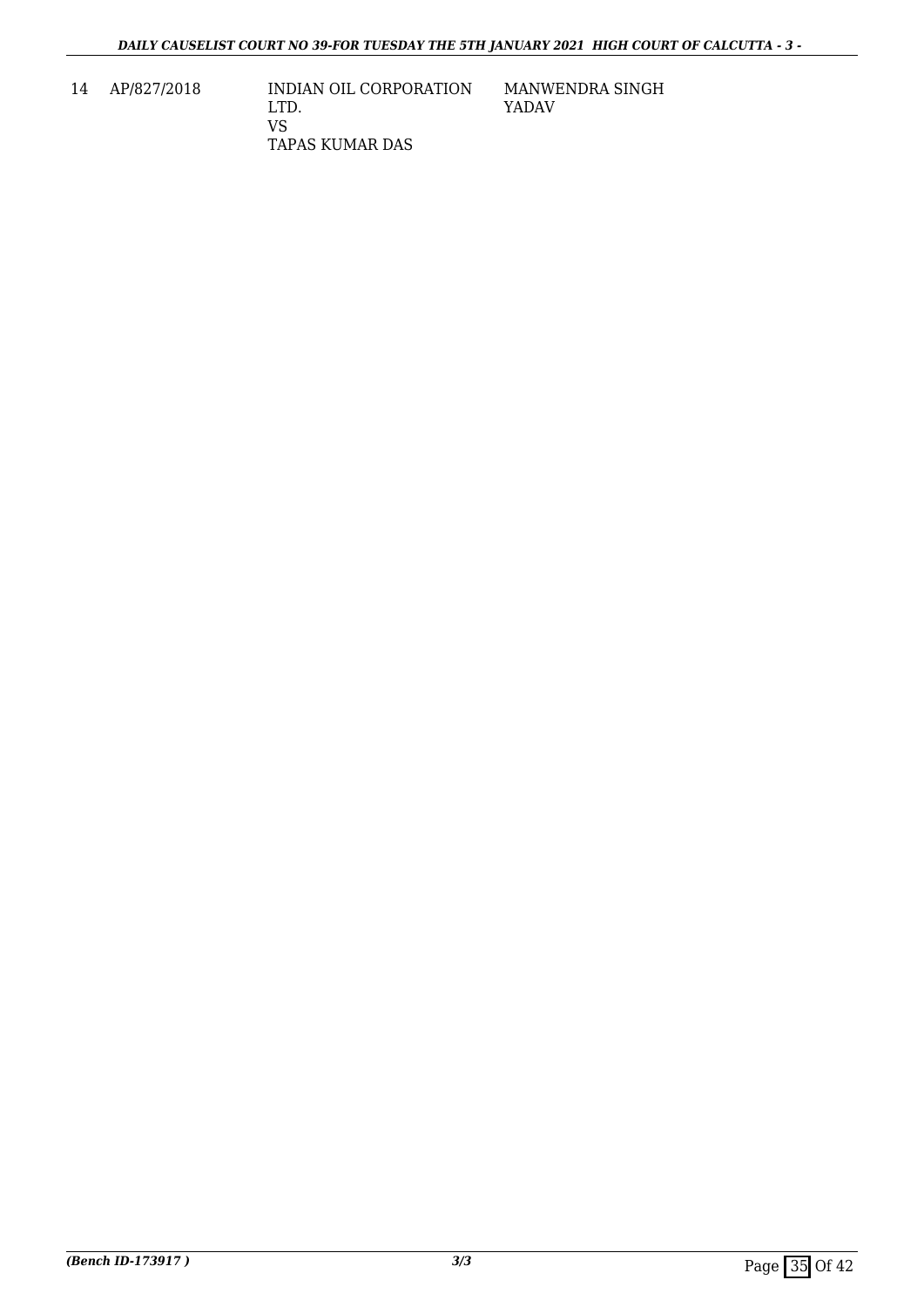| 14 | AP/827/2018 | INDIAN OIL CORPORATION LTD.<br>VS<br>TAPAS KUMAR DAS | MANWENDRA SINGH YADAV |
|---|---|---|---|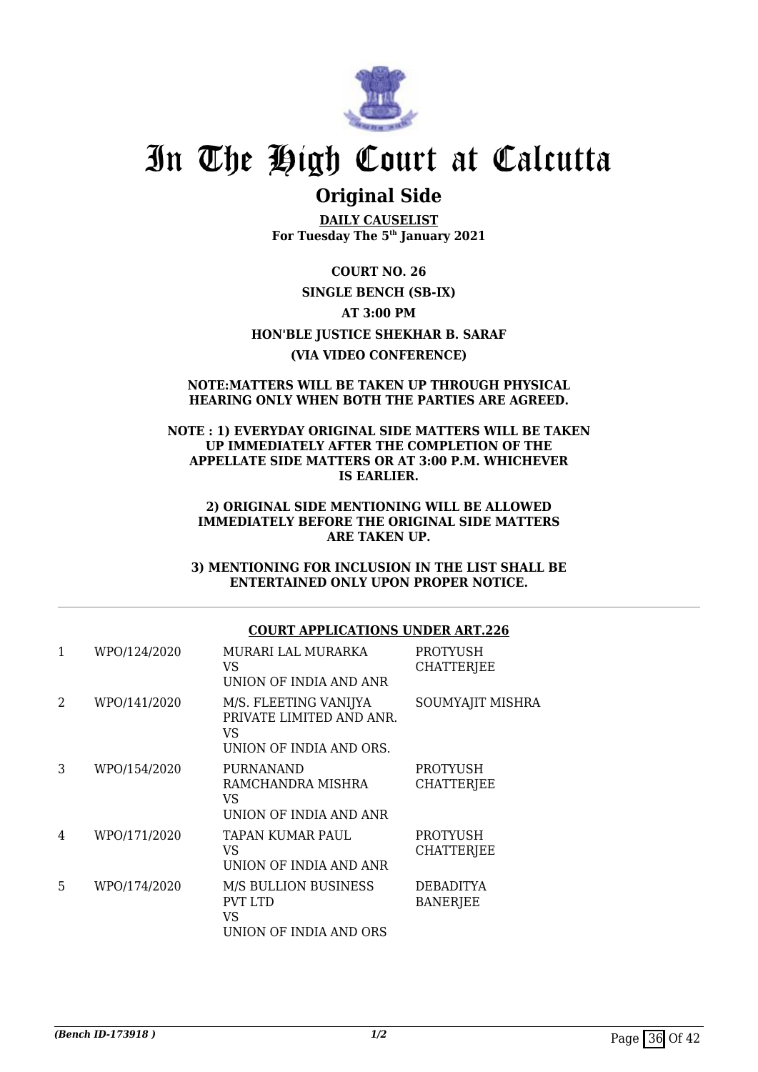# In The High Court at Calcutta

## Original Side

**DAILY CAUSELIST**
**For Tuesday The 5th January 2021**

**COURT NO. 26**

**SINGLE BENCH (SB-IX)**

**AT 3:00 PM**

**HON'BLE JUSTICE SHEKHAR B. SARAF**

**(VIA VIDEO CONFERENCE)**

**NOTE:MATTERS WILL BE TAKEN UP THROUGH PHYSICAL HEARING ONLY WHEN BOTH THE PARTIES ARE AGREED.**

**NOTE : 1) EVERYDAY ORIGINAL SIDE MATTERS WILL BE TAKEN UP IMMEDIATELY AFTER THE COMPLETION OF THE APPELLATE SIDE MATTERS OR AT 3:00 P.M. WHICHEVER IS EARLIER.**

**2) ORIGINAL SIDE MENTIONING WILL BE ALLOWED IMMEDIATELY BEFORE THE ORIGINAL SIDE MATTERS ARE TAKEN UP.**

**3) MENTIONING FOR INCLUSION IN THE LIST SHALL BE ENTERTAINED ONLY UPON PROPER NOTICE.**

**COURT APPLICATIONS UNDER ART.226**

| | | | |
|---|---|---|---|
| 1 | WPO/124/2020 | MURARI LAL MURARKA VS UNION OF INDIA AND ANR | PROTYUSH CHATTERJEE |
| 2 | WPO/141/2020 | M/S. FLEETING VANIJYA PRIVATE LIMITED AND ANR. VS UNION OF INDIA AND ORS. | SOUMYAJIT MISHRA |
| 3 | WPO/154/2020 | PURNANAND RAMCHANDRA MISHRA VS UNION OF INDIA AND ANR | PROTYUSH CHATTERJEE |
| 4 | WPO/171/2020 | TAPAN KUMAR PAUL VS UNION OF INDIA AND ANR | PROTYUSH CHATTERJEE |
| 5 | WPO/174/2020 | M/S BULLION BUSINESS PVT LTD VS UNION OF INDIA AND ORS | DEBADITYA BANERJEE |

*(Bench ID-173918 )* 1/2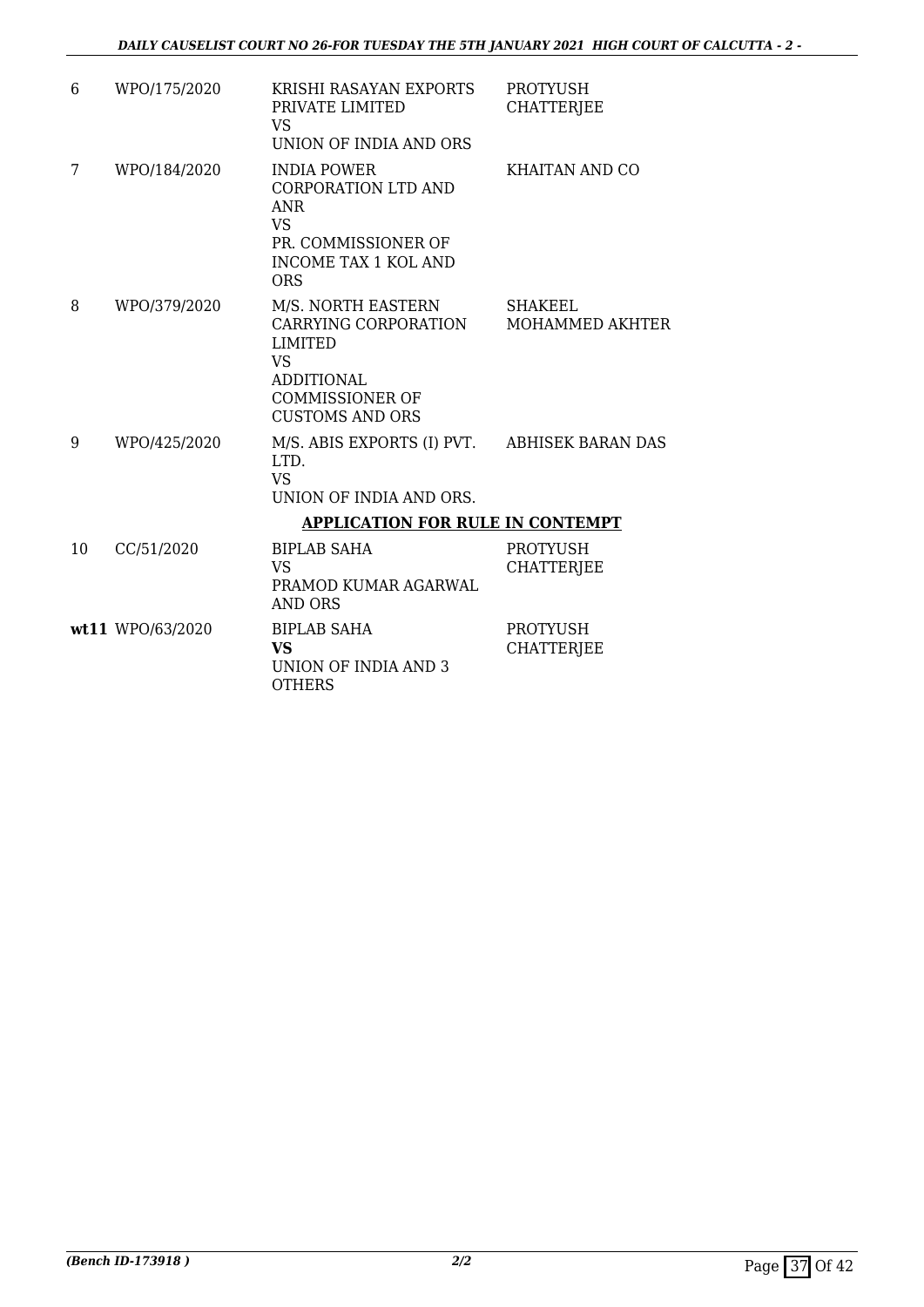| | | | |
|---|---|---|---|
| 6 | WPO/175/2020 | KRISHI RASAYAN EXPORTS PRIVATE LIMITED<br>VS<br>UNION OF INDIA AND ORS | PROTYUSH CHATTERJEE |
| 7 | WPO/184/2020 | INDIA POWER CORPORATION LTD AND ANR<br>VS<br>PR. COMMISSIONER OF INCOME TAX 1 KOL AND ORS | KHAITAN AND CO |
| 8 | WPO/379/2020 | M/S. NORTH EASTERN CARRYING CORPORATION LIMITED<br>VS<br>ADDITIONAL COMMISSIONER OF CUSTOMS AND ORS | SHAKEEL MOHAMMED AKHTER |
| 9 | WPO/425/2020 | M/S. ABIS EXPORTS (I) PVT. LTD.<br>VS<br>UNION OF INDIA AND ORS. | ABHISEK BARAN DAS |

**APPLICATION FOR RULE IN CONTEMPT**

| | | | |
|---|---|---|---|
| 10 | CC/51/2020 | BIPLAB SAHA<br>VS<br>PRAMOD KUMAR AGARWAL AND ORS | PROTYUSH CHATTERJEE |
| **wt11** | WPO/63/2020 | BIPLAB SAHA<br>**VS**<br>UNION OF INDIA AND 3 OTHERS | PROTYUSH CHATTERJEE |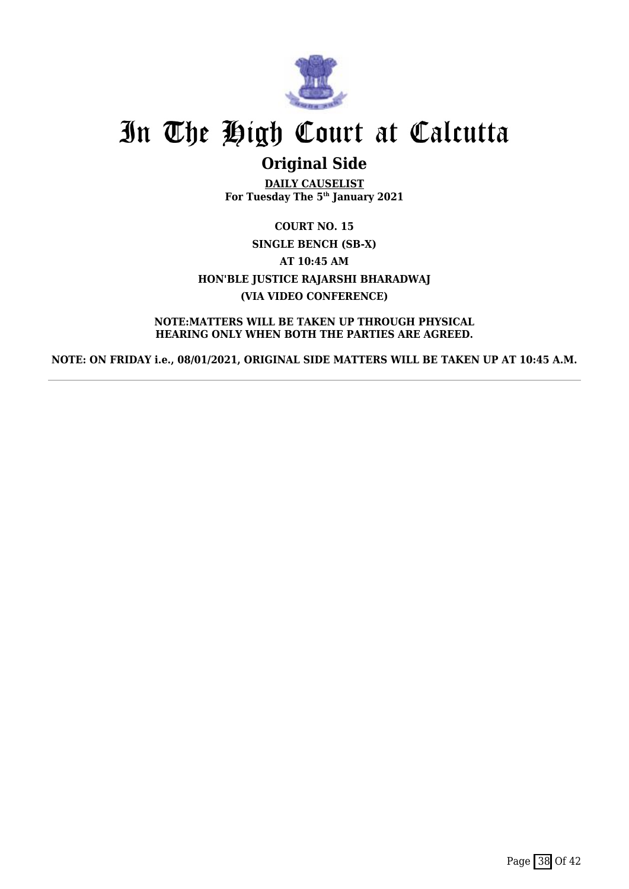# In The High Court at Calcutta

## Original Side

**DAILY CAUSELIST**
**For Tuesday The 5th January 2021**

**COURT NO. 15**

**SINGLE BENCH (SB-X)**

**AT 10:45 AM**

**HON'BLE JUSTICE RAJARSHI BHARADWAJ**

**(VIA VIDEO CONFERENCE)**

**NOTE:MATTERS WILL BE TAKEN UP THROUGH PHYSICAL HEARING ONLY WHEN BOTH THE PARTIES ARE AGREED.**

**NOTE: ON FRIDAY i.e., 08/01/2021, ORIGINAL SIDE MATTERS WILL BE TAKEN UP AT 10:45 A.M.**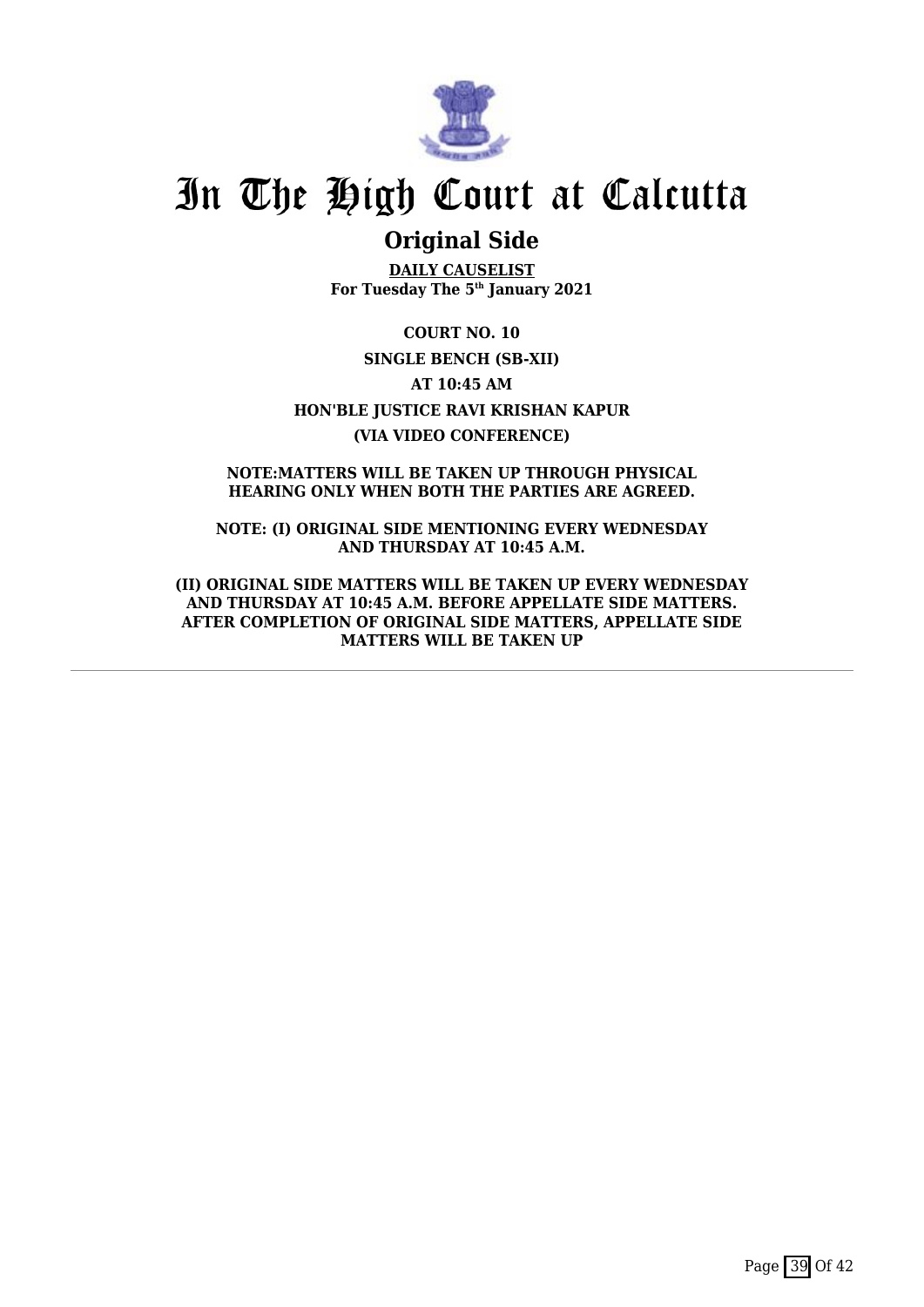# In The High Court at Calcutta

## Original Side

**DAILY CAUSELIST**
**For Tuesday The 5th January 2021**

**COURT NO. 10**

**SINGLE BENCH (SB-XII)**

**AT 10:45 AM**

**HON'BLE JUSTICE RAVI KRISHAN KAPUR**

**(VIA VIDEO CONFERENCE)**

**NOTE:MATTERS WILL BE TAKEN UP THROUGH PHYSICAL HEARING ONLY WHEN BOTH THE PARTIES ARE AGREED.**

**NOTE: (I) ORIGINAL SIDE MENTIONING EVERY WEDNESDAY AND THURSDAY AT 10:45 A.M.**

**(II) ORIGINAL SIDE MATTERS WILL BE TAKEN UP EVERY WEDNESDAY AND THURSDAY AT 10:45 A.M. BEFORE APPELLATE SIDE MATTERS. AFTER COMPLETION OF ORIGINAL SIDE MATTERS, APPELLATE SIDE MATTERS WILL BE TAKEN UP**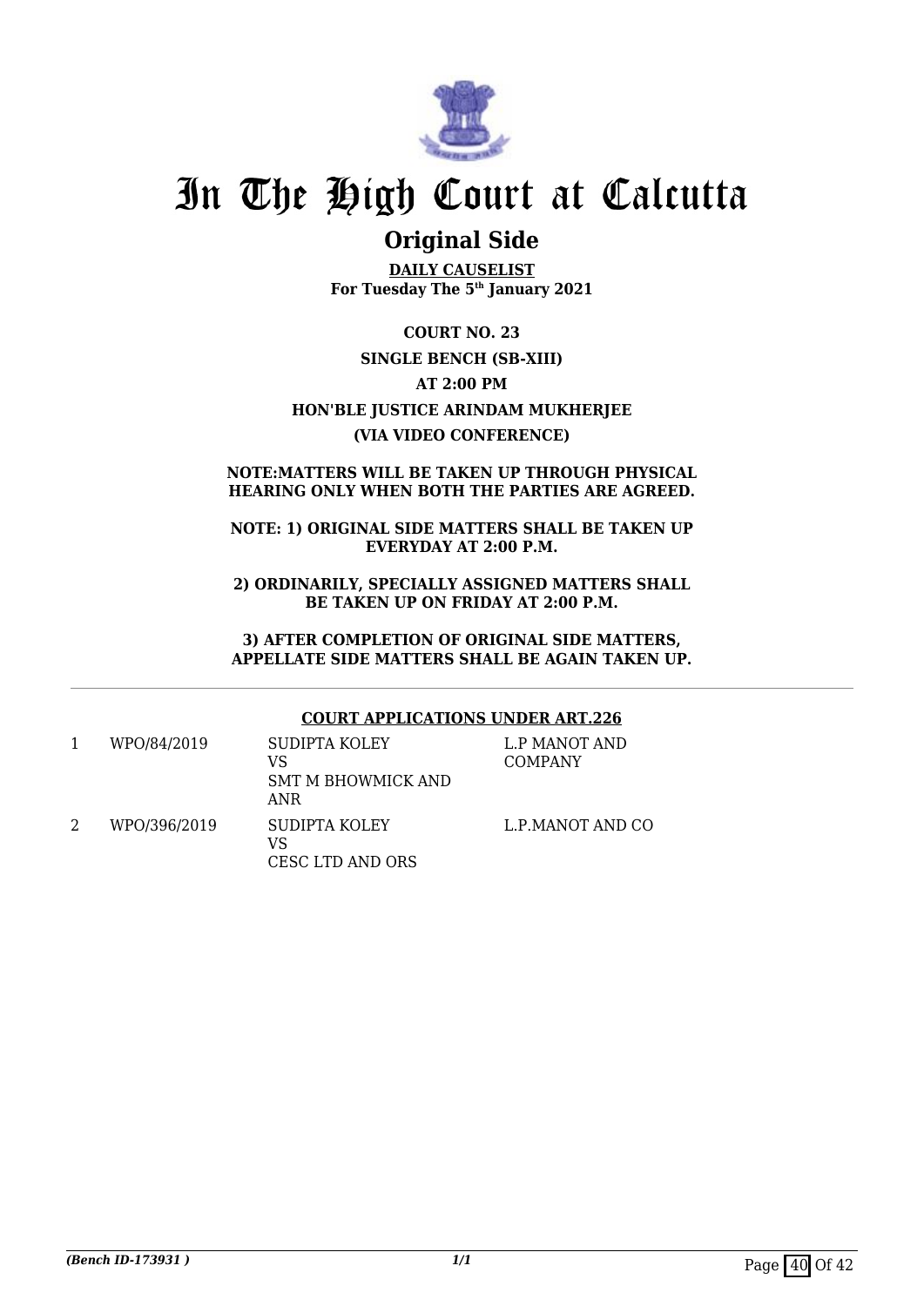# In The High Court at Calcutta

## Original Side

**DAILY CAUSELIST**
**For Tuesday The 5th January 2021**

**COURT NO. 23**

**SINGLE BENCH (SB-XIII)**

**AT 2:00 PM**

**HON'BLE JUSTICE ARINDAM MUKHERJEE**

**(VIA VIDEO CONFERENCE)**

**NOTE:MATTERS WILL BE TAKEN UP THROUGH PHYSICAL HEARING ONLY WHEN BOTH THE PARTIES ARE AGREED.**

**NOTE: 1) ORIGINAL SIDE MATTERS SHALL BE TAKEN UP EVERYDAY AT 2:00 P.M.**

**2) ORDINARILY, SPECIALLY ASSIGNED MATTERS SHALL BE TAKEN UP ON FRIDAY AT 2:00 P.M.**

**3) AFTER COMPLETION OF ORIGINAL SIDE MATTERS, APPELLATE SIDE MATTERS SHALL BE AGAIN TAKEN UP.**

**COURT APPLICATIONS UNDER ART.226**

| | | | |
|---|---|---|---|
| 1 | WPO/84/2019 | SUDIPTA KOLEY<br>VS<br>SMT M BHOWMICK AND ANR | L.P MANOT AND COMPANY |
| 2 | WPO/396/2019 | SUDIPTA KOLEY<br>VS<br>CESC LTD AND ORS | L.P.MANOT AND CO |

*(Bench ID-173931 )*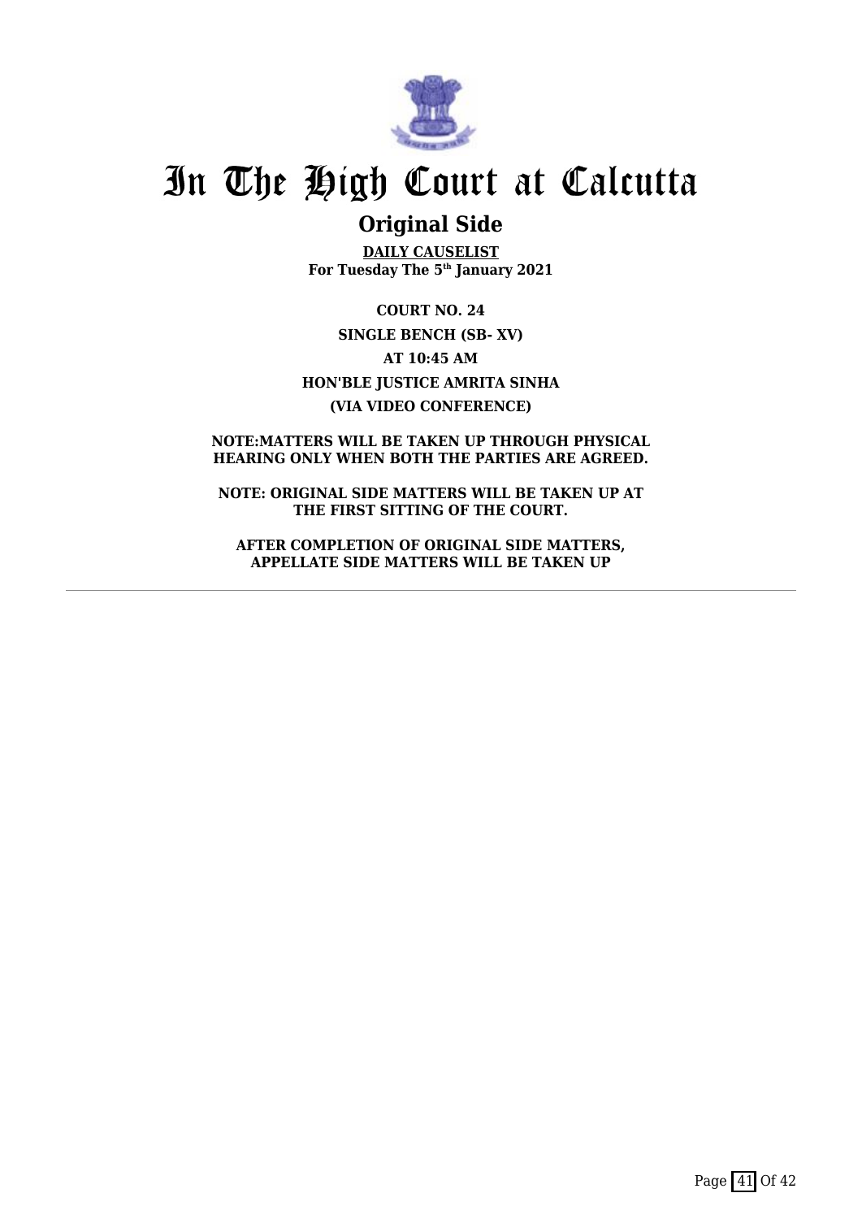# In The High Court at Calcutta

## Original Side

**DAILY CAUSELIST**
**For Tuesday The 5th January 2021**

**COURT NO. 24**

**SINGLE BENCH (SB- XV)**

**AT 10:45 AM**

**HON'BLE JUSTICE AMRITA SINHA**

**(VIA VIDEO CONFERENCE)**

**NOTE:MATTERS WILL BE TAKEN UP THROUGH PHYSICAL HEARING ONLY WHEN BOTH THE PARTIES ARE AGREED.**

**NOTE: ORIGINAL SIDE MATTERS WILL BE TAKEN UP AT THE FIRST SITTING OF THE COURT.**

**AFTER COMPLETION OF ORIGINAL SIDE MATTERS, APPELLATE SIDE MATTERS WILL BE TAKEN UP**

---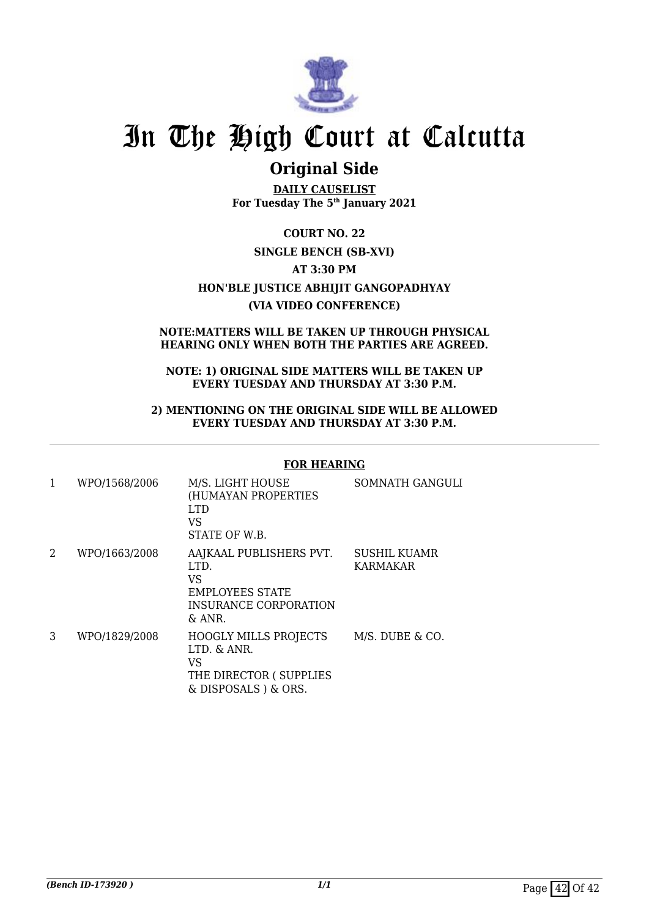# In The High Court at Calcutta

## Original Side

**DAILY CAUSELIST**
**For Tuesday The 5th January 2021**

**COURT NO. 22**

**SINGLE BENCH (SB-XVI)**

**AT 3:30 PM**

**HON'BLE JUSTICE ABHIJIT GANGOPADHYAY**

**(VIA VIDEO CONFERENCE)**

**NOTE:MATTERS WILL BE TAKEN UP THROUGH PHYSICAL HEARING ONLY WHEN BOTH THE PARTIES ARE AGREED.**

**NOTE: 1) ORIGINAL SIDE MATTERS WILL BE TAKEN UP EVERY TUESDAY AND THURSDAY AT 3:30 P.M.**

**2) MENTIONING ON THE ORIGINAL SIDE WILL BE ALLOWED EVERY TUESDAY AND THURSDAY AT 3:30 P.M.**

**FOR HEARING**

| | | | |
|---|---|---|---|
| 1 | WPO/1568/2006 | M/S. LIGHT HOUSE (HUMAYAN PROPERTIES LTD VS STATE OF W.B. | SOMNATH GANGULI |
| 2 | WPO/1663/2008 | AAJKAAL PUBLISHERS PVT. LTD. VS EMPLOYEES STATE INSURANCE CORPORATION & ANR. | SUSHIL KUAMR KARMAKAR |
| 3 | WPO/1829/2008 | HOOGLY MILLS PROJECTS LTD. & ANR. VS THE DIRECTOR ( SUPPLIES & DISPOSALS ) & ORS. | M/S. DUBE & CO. |

*(Bench ID-173920 )*